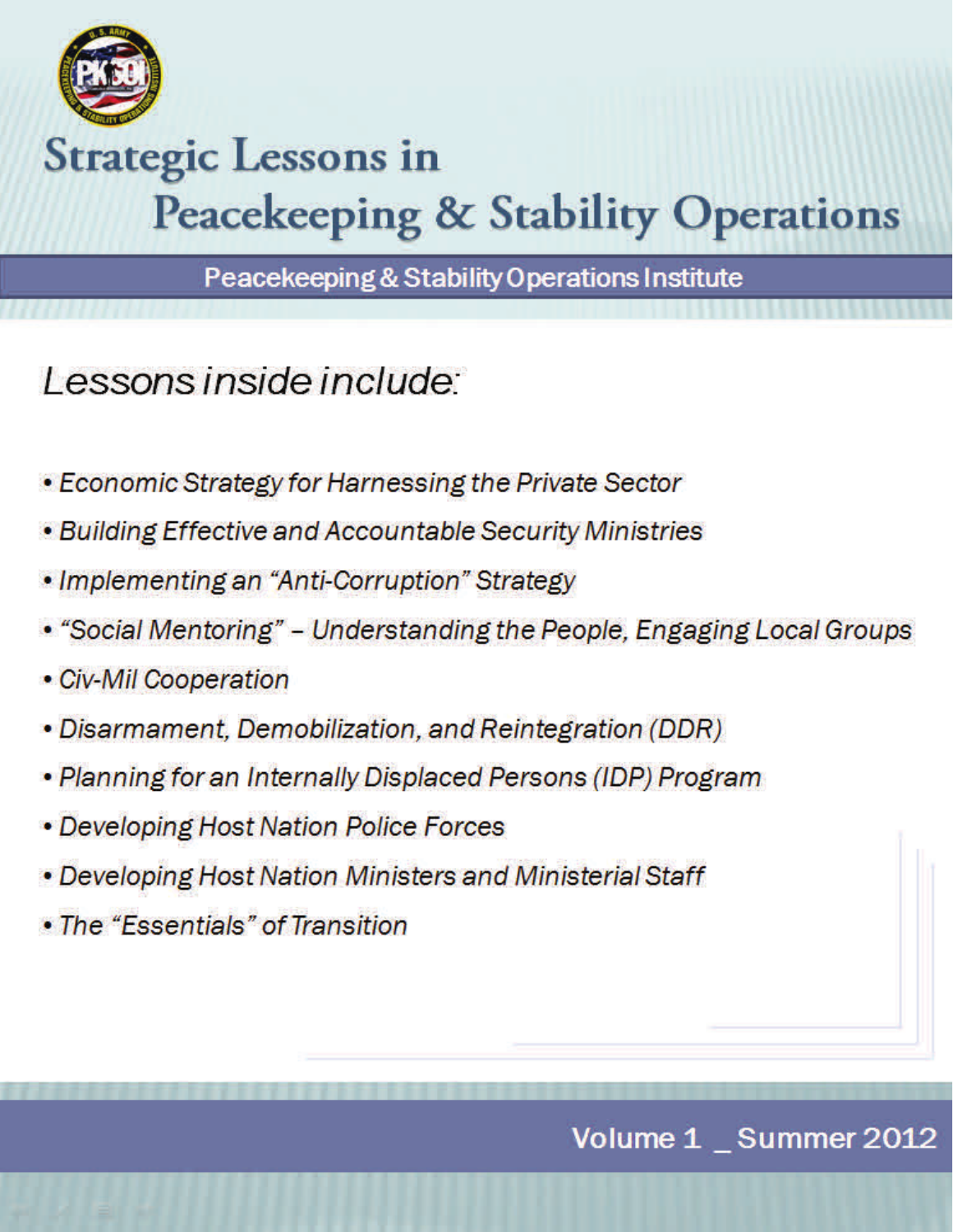# Strategic Lessons in Peacekeeping & Stability Operations

Peacekeeping & Stability Operations Institute

*Lessons inside include:*

- *Economic Strategy for Harnessing the Private Sector*
- *Building Effective and Accountable Security Ministries*
- *Implementing an "Anti-Corruption" Strategy*
- *"Social Mentoring" – Understanding the People, Engaging Local Groups*
- *Civ-Mil Cooperation*
- *Disarmament, Demobilization, and Reintegration (DDR)*
- *Planning for an Internally Displaced Persons (IDP) Program*
- *Developing Host Nation Police Forces*
- *Developing Host Nation Ministers and Ministerial Staff*
- *The "Essentials" of Transition*

Volume 1 _ Summer 2012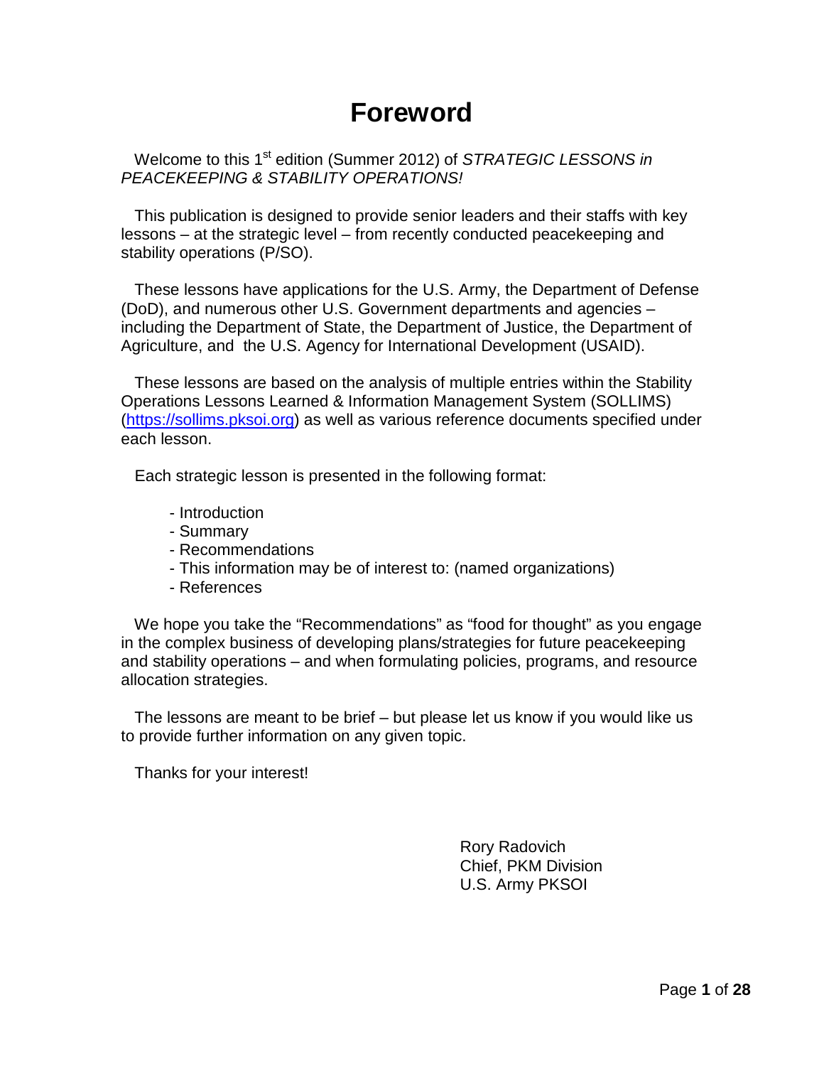# Foreword

Welcome to this 1st edition (Summer 2012) of *STRATEGIC LESSONS in PEACEKEEPING & STABILITY OPERATIONS!*

This publication is designed to provide senior leaders and their staffs with key lessons – at the strategic level – from recently conducted peacekeeping and stability operations (P/SO).

These lessons have applications for the U.S. Army, the Department of Defense (DoD), and numerous other U.S. Government departments and agencies – including the Department of State, the Department of Justice, the Department of Agriculture, and the U.S. Agency for International Development (USAID).

These lessons are based on the analysis of multiple entries within the Stability Operations Lessons Learned & Information Management System (SOLLIMS) (https://sollims.pksoi.org) as well as various reference documents specified under each lesson.

Each strategic lesson is presented in the following format:

- Introduction
- Summary
- Recommendations
- This information may be of interest to: (named organizations)
- References

We hope you take the "Recommendations" as "food for thought" as you engage in the complex business of developing plans/strategies for future peacekeeping and stability operations – and when formulating policies, programs, and resource allocation strategies.

The lessons are meant to be brief – but please let us know if you would like us to provide further information on any given topic.

Thanks for your interest!

Rory Radovich
Chief, PKM Division
U.S. Army PKSOI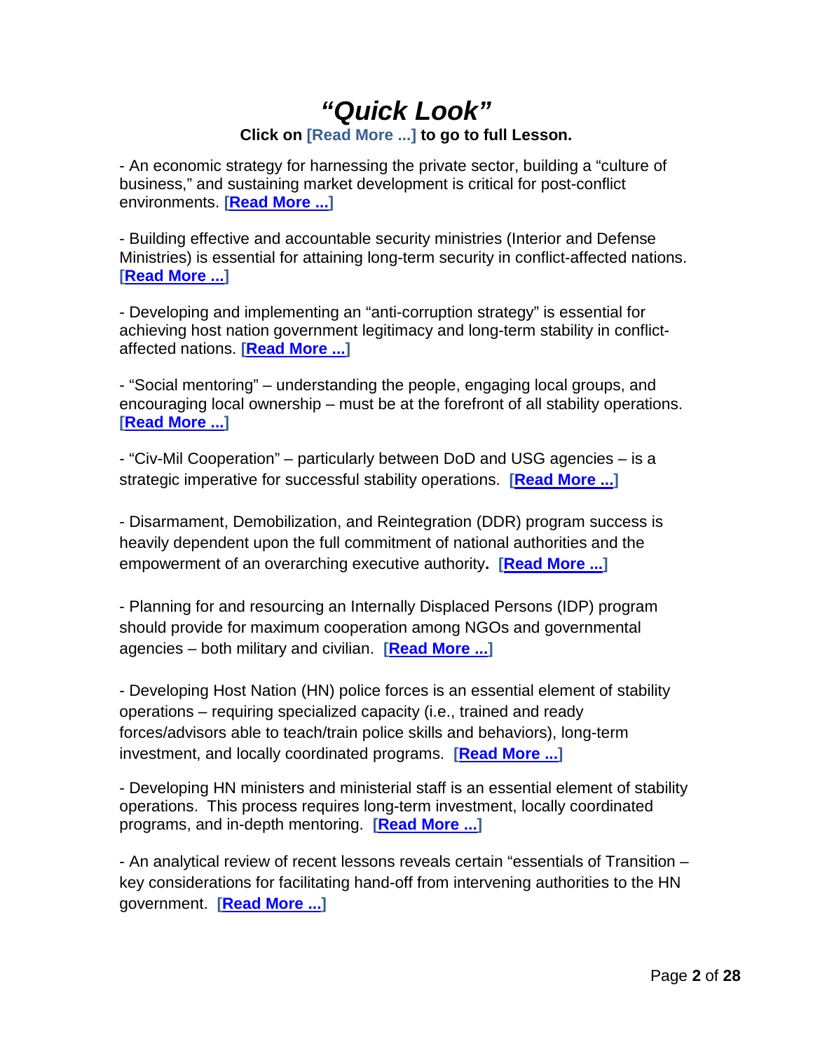# *"Quick Look"*

**Click on [Read More ...] to go to full Lesson.**

- An economic strategy for harnessing the private sector, building a "culture of business," and sustaining market development is critical for post-conflict environments. **[Read More ...]**

- Building effective and accountable security ministries (Interior and Defense Ministries) is essential for attaining long-term security in conflict-affected nations. **[Read More ...]**

- Developing and implementing an "anti-corruption strategy" is essential for achieving host nation government legitimacy and long-term stability in conflict-affected nations. **[Read More ...]**

- "Social mentoring" – understanding the people, engaging local groups, and encouraging local ownership – must be at the forefront of all stability operations. **[Read More ...]**

- "Civ-Mil Cooperation" – particularly between DoD and USG agencies – is a strategic imperative for successful stability operations. **[Read More ...]**

- Disarmament, Demobilization, and Reintegration (DDR) program success is heavily dependent upon the full commitment of national authorities and the empowerment of an overarching executive authority**.** **[Read More ...]**

- Planning for and resourcing an Internally Displaced Persons (IDP) program should provide for maximum cooperation among NGOs and governmental agencies – both military and civilian. **[Read More ...]**

- Developing Host Nation (HN) police forces is an essential element of stability operations – requiring specialized capacity (i.e., trained and ready forces/advisors able to teach/train police skills and behaviors), long-term investment, and locally coordinated programs. **[Read More ...]**

- Developing HN ministers and ministerial staff is an essential element of stability operations. This process requires long-term investment, locally coordinated programs, and in-depth mentoring. **[Read More ...]**

- An analytical review of recent lessons reveals certain "essentials of Transition – key considerations for facilitating hand-off from intervening authorities to the HN government. **[Read More ...]**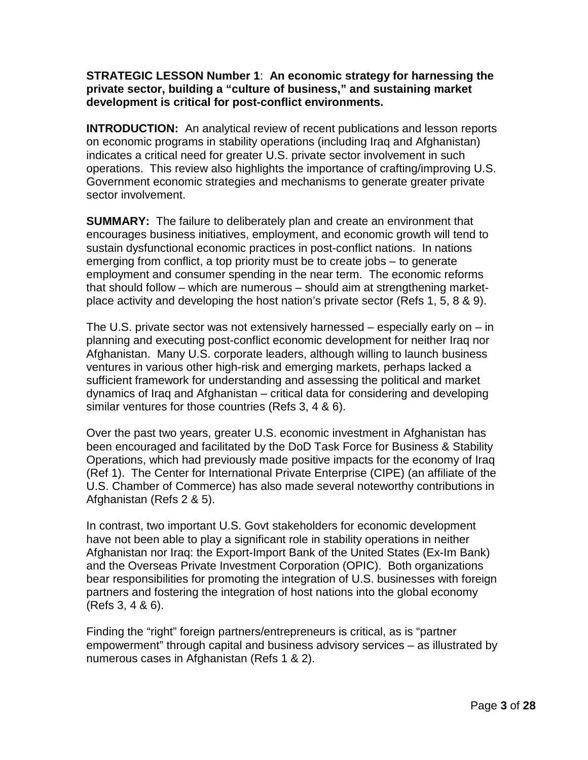**STRATEGIC LESSON Number 1**: **An economic strategy for harnessing the private sector, building a "culture of business," and sustaining market development is critical for post-conflict environments.**

**INTRODUCTION:** An analytical review of recent publications and lesson reports on economic programs in stability operations (including Iraq and Afghanistan) indicates a critical need for greater U.S. private sector involvement in such operations. This review also highlights the importance of crafting/improving U.S. Government economic strategies and mechanisms to generate greater private sector involvement.

**SUMMARY:** The failure to deliberately plan and create an environment that encourages business initiatives, employment, and economic growth will tend to sustain dysfunctional economic practices in post-conflict nations. In nations emerging from conflict, a top priority must be to create jobs – to generate employment and consumer spending in the near term. The economic reforms that should follow – which are numerous – should aim at strengthening market-place activity and developing the host nation's private sector (Refs 1, 5, 8 & 9).

The U.S. private sector was not extensively harnessed – especially early on – in planning and executing post-conflict economic development for neither Iraq nor Afghanistan. Many U.S. corporate leaders, although willing to launch business ventures in various other high-risk and emerging markets, perhaps lacked a sufficient framework for understanding and assessing the political and market dynamics of Iraq and Afghanistan – critical data for considering and developing similar ventures for those countries (Refs 3, 4 & 6).

Over the past two years, greater U.S. economic investment in Afghanistan has been encouraged and facilitated by the DoD Task Force for Business & Stability Operations, which had previously made positive impacts for the economy of Iraq (Ref 1). The Center for International Private Enterprise (CIPE) (an affiliate of the U.S. Chamber of Commerce) has also made several noteworthy contributions in Afghanistan (Refs 2 & 5).

In contrast, two important U.S. Govt stakeholders for economic development have not been able to play a significant role in stability operations in neither Afghanistan nor Iraq: the Export-Import Bank of the United States (Ex-Im Bank) and the Overseas Private Investment Corporation (OPIC). Both organizations bear responsibilities for promoting the integration of U.S. businesses with foreign partners and fostering the integration of host nations into the global economy (Refs 3, 4 & 6).

Finding the "right" foreign partners/entrepreneurs is critical, as is "partner empowerment" through capital and business advisory services – as illustrated by numerous cases in Afghanistan (Refs 1 & 2).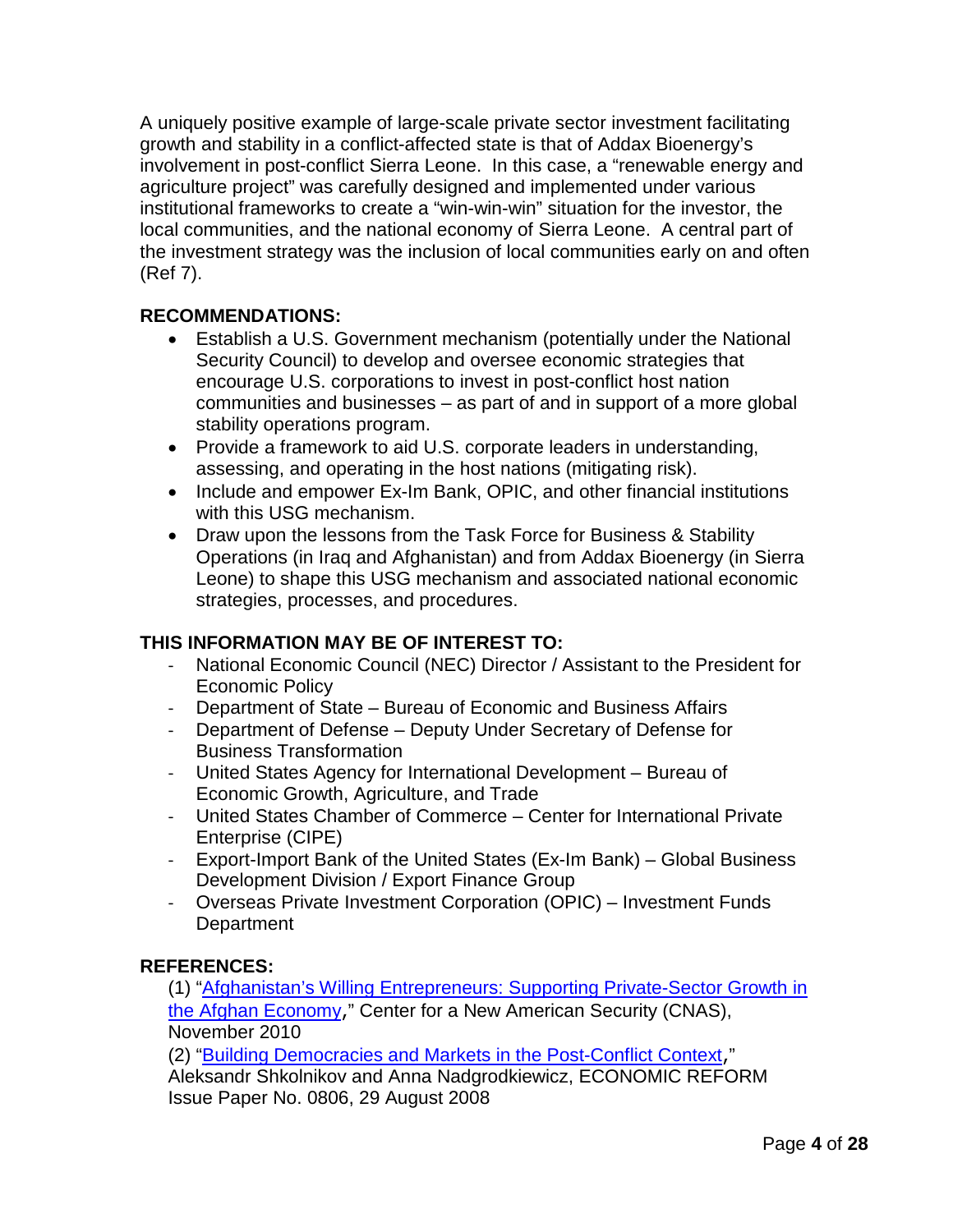A uniquely positive example of large-scale private sector investment facilitating growth and stability in a conflict-affected state is that of Addax Bioenergy's involvement in post-conflict Sierra Leone. In this case, a "renewable energy and agriculture project" was carefully designed and implemented under various institutional frameworks to create a "win-win-win" situation for the investor, the local communities, and the national economy of Sierra Leone. A central part of the investment strategy was the inclusion of local communities early on and often (Ref 7).

**RECOMMENDATIONS:**

- Establish a U.S. Government mechanism (potentially under the National Security Council) to develop and oversee economic strategies that encourage U.S. corporations to invest in post-conflict host nation communities and businesses – as part of and in support of a more global stability operations program.
- Provide a framework to aid U.S. corporate leaders in understanding, assessing, and operating in the host nations (mitigating risk).
- Include and empower Ex-Im Bank, OPIC, and other financial institutions with this USG mechanism.
- Draw upon the lessons from the Task Force for Business & Stability Operations (in Iraq and Afghanistan) and from Addax Bioenergy (in Sierra Leone) to shape this USG mechanism and associated national economic strategies, processes, and procedures.

**THIS INFORMATION MAY BE OF INTEREST TO:**

- National Economic Council (NEC) Director / Assistant to the President for Economic Policy
- Department of State – Bureau of Economic and Business Affairs
- Department of Defense – Deputy Under Secretary of Defense for Business Transformation
- United States Agency for International Development – Bureau of Economic Growth, Agriculture, and Trade
- United States Chamber of Commerce – Center for International Private Enterprise (CIPE)
- Export-Import Bank of the United States (Ex-Im Bank) – Global Business Development Division / Export Finance Group
- Overseas Private Investment Corporation (OPIC) – Investment Funds Department

**REFERENCES:**

(1) "Afghanistan's Willing Entrepreneurs: Supporting Private-Sector Growth in the Afghan Economy," Center for a New American Security (CNAS), November 2010

(2) "Building Democracies and Markets in the Post-Conflict Context," Aleksandr Shkolnikov and Anna Nadgrodkiewicz, ECONOMIC REFORM Issue Paper No. 0806, 29 August 2008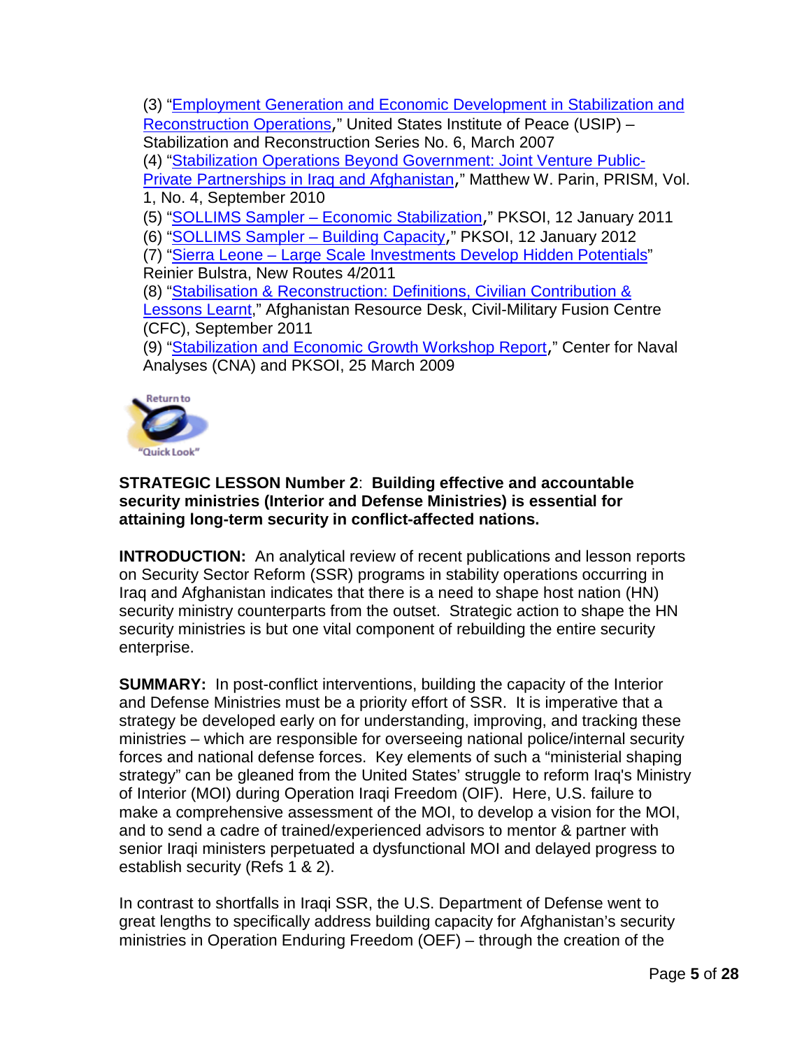(3) "Employment Generation and Economic Development in Stabilization and Reconstruction Operations," United States Institute of Peace (USIP) – Stabilization and Reconstruction Series No. 6, March 2007

(4) "Stabilization Operations Beyond Government: Joint Venture Public-Private Partnerships in Iraq and Afghanistan," Matthew W. Parin, PRISM, Vol. 1, No. 4, September 2010

(5) "SOLLIMS Sampler – Economic Stabilization," PKSOI, 12 January 2011

(6) "SOLLIMS Sampler – Building Capacity," PKSOI, 12 January 2012

(7) "Sierra Leone – Large Scale Investments Develop Hidden Potentials" Reinier Bulstra, New Routes 4/2011

(8) "Stabilisation & Reconstruction: Definitions, Civilian Contribution & Lessons Learnt," Afghanistan Resource Desk, Civil-Military Fusion Centre (CFC), September 2011

(9) "Stabilization and Economic Growth Workshop Report," Center for Naval Analyses (CNA) and PKSOI, 25 March 2009

Return to "Quick Look"

**STRATEGIC LESSON Number 2**: **Building effective and accountable security ministries (Interior and Defense Ministries) is essential for attaining long-term security in conflict-affected nations.**

**INTRODUCTION:** An analytical review of recent publications and lesson reports on Security Sector Reform (SSR) programs in stability operations occurring in Iraq and Afghanistan indicates that there is a need to shape host nation (HN) security ministry counterparts from the outset. Strategic action to shape the HN security ministries is but one vital component of rebuilding the entire security enterprise.

**SUMMARY:** In post-conflict interventions, building the capacity of the Interior and Defense Ministries must be a priority effort of SSR. It is imperative that a strategy be developed early on for understanding, improving, and tracking these ministries – which are responsible for overseeing national police/internal security forces and national defense forces. Key elements of such a "ministerial shaping strategy" can be gleaned from the United States' struggle to reform Iraq's Ministry of Interior (MOI) during Operation Iraqi Freedom (OIF). Here, U.S. failure to make a comprehensive assessment of the MOI, to develop a vision for the MOI, and to send a cadre of trained/experienced advisors to mentor & partner with senior Iraqi ministers perpetuated a dysfunctional MOI and delayed progress to establish security (Refs 1 & 2).

In contrast to shortfalls in Iraqi SSR, the U.S. Department of Defense went to great lengths to specifically address building capacity for Afghanistan's security ministries in Operation Enduring Freedom (OEF) – through the creation of the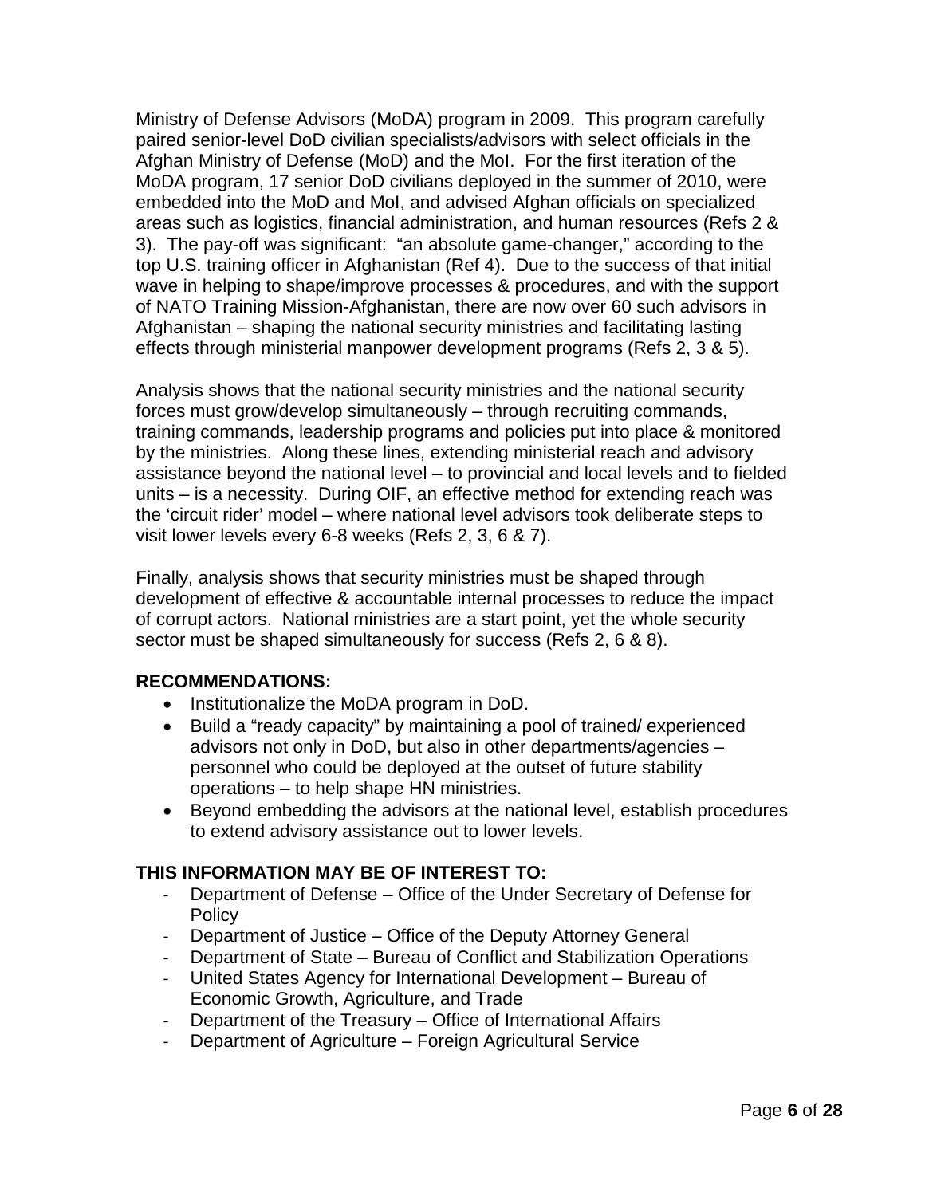Ministry of Defense Advisors (MoDA) program in 2009. This program carefully paired senior-level DoD civilian specialists/advisors with select officials in the Afghan Ministry of Defense (MoD) and the MoI. For the first iteration of the MoDA program, 17 senior DoD civilians deployed in the summer of 2010, were embedded into the MoD and MoI, and advised Afghan officials on specialized areas such as logistics, financial administration, and human resources (Refs 2 & 3). The pay-off was significant: "an absolute game-changer," according to the top U.S. training officer in Afghanistan (Ref 4). Due to the success of that initial wave in helping to shape/improve processes & procedures, and with the support of NATO Training Mission-Afghanistan, there are now over 60 such advisors in Afghanistan – shaping the national security ministries and facilitating lasting effects through ministerial manpower development programs (Refs 2, 3 & 5).

Analysis shows that the national security ministries and the national security forces must grow/develop simultaneously – through recruiting commands, training commands, leadership programs and policies put into place & monitored by the ministries. Along these lines, extending ministerial reach and advisory assistance beyond the national level – to provincial and local levels and to fielded units – is a necessity. During OIF, an effective method for extending reach was the 'circuit rider' model – where national level advisors took deliberate steps to visit lower levels every 6-8 weeks (Refs 2, 3, 6 & 7).

Finally, analysis shows that security ministries must be shaped through development of effective & accountable internal processes to reduce the impact of corrupt actors. National ministries are a start point, yet the whole security sector must be shaped simultaneously for success (Refs 2, 6 & 8).

**RECOMMENDATIONS:**

- Institutionalize the MoDA program in DoD.
- Build a "ready capacity" by maintaining a pool of trained/ experienced advisors not only in DoD, but also in other departments/agencies – personnel who could be deployed at the outset of future stability operations – to help shape HN ministries.
- Beyond embedding the advisors at the national level, establish procedures to extend advisory assistance out to lower levels.

**THIS INFORMATION MAY BE OF INTEREST TO:**

- Department of Defense – Office of the Under Secretary of Defense for Policy
- Department of Justice – Office of the Deputy Attorney General
- Department of State – Bureau of Conflict and Stabilization Operations
- United States Agency for International Development – Bureau of Economic Growth, Agriculture, and Trade
- Department of the Treasury – Office of International Affairs
- Department of Agriculture – Foreign Agricultural Service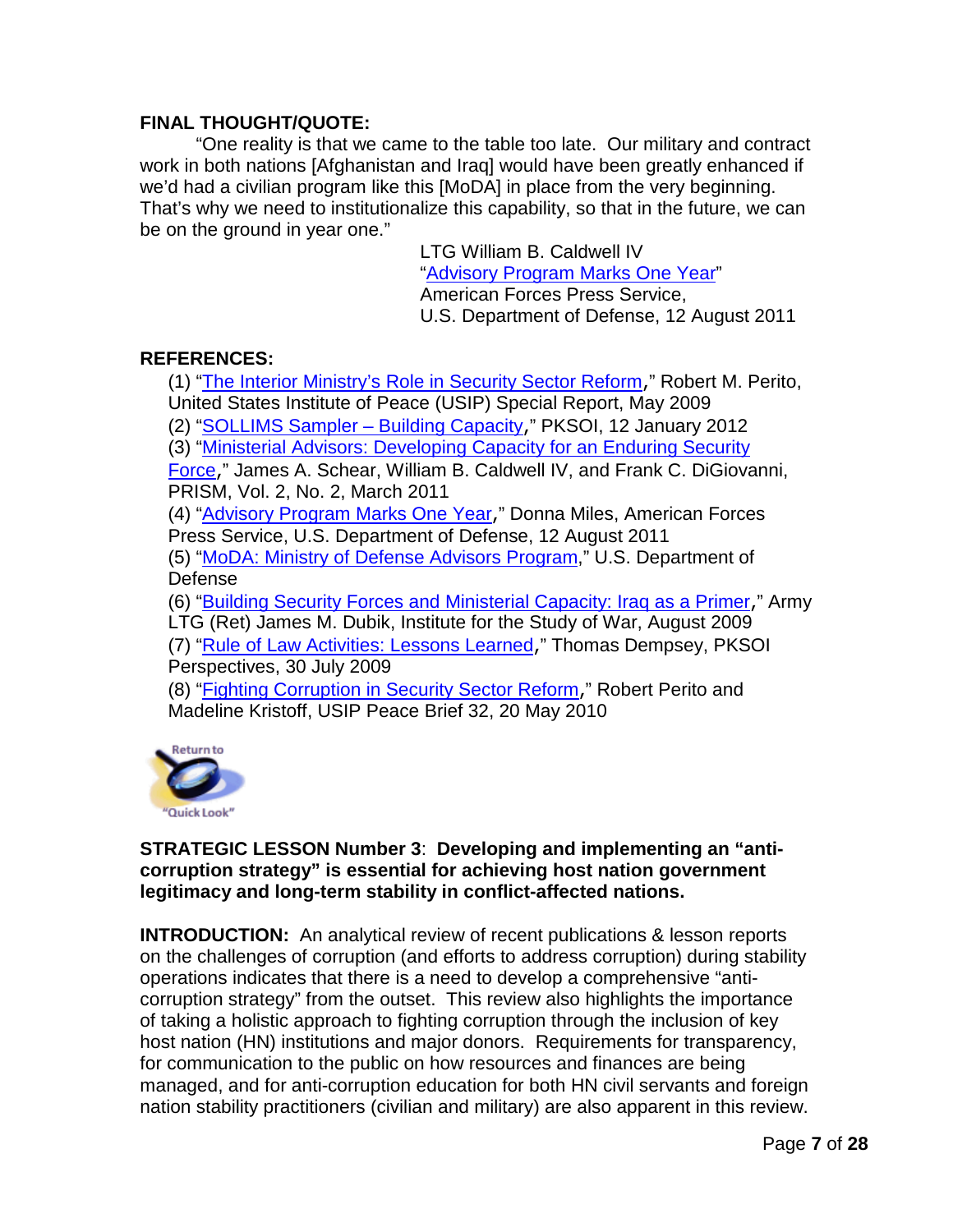**FINAL THOUGHT/QUOTE:**

"One reality is that we came to the table too late. Our military and contract work in both nations [Afghanistan and Iraq] would have been greatly enhanced if we'd had a civilian program like this [MoDA] in place from the very beginning. That's why we need to institutionalize this capability, so that in the future, we can be on the ground in year one."

LTG William B. Caldwell IV
"Advisory Program Marks One Year"
American Forces Press Service,
U.S. Department of Defense, 12 August 2011

**REFERENCES:**

(1) "The Interior Ministry's Role in Security Sector Reform," Robert M. Perito, United States Institute of Peace (USIP) Special Report, May 2009

(2) "SOLLIMS Sampler – Building Capacity," PKSOI, 12 January 2012

(3) "Ministerial Advisors: Developing Capacity for an Enduring Security Force," James A. Schear, William B. Caldwell IV, and Frank C. DiGiovanni, PRISM, Vol. 2, No. 2, March 2011

(4) "Advisory Program Marks One Year," Donna Miles, American Forces Press Service, U.S. Department of Defense, 12 August 2011

(5) "MoDA: Ministry of Defense Advisors Program," U.S. Department of Defense

(6) "Building Security Forces and Ministerial Capacity: Iraq as a Primer," Army LTG (Ret) James M. Dubik, Institute for the Study of War, August 2009

(7) "Rule of Law Activities: Lessons Learned," Thomas Dempsey, PKSOI Perspectives, 30 July 2009

(8) "Fighting Corruption in Security Sector Reform," Robert Perito and Madeline Kristoff, USIP Peace Brief 32, 20 May 2010

Return to "Quick Look"

**STRATEGIC LESSON Number 3**: **Developing and implementing an "anti-corruption strategy" is essential for achieving host nation government legitimacy and long-term stability in conflict-affected nations.**

**INTRODUCTION:** An analytical review of recent publications & lesson reports on the challenges of corruption (and efforts to address corruption) during stability operations indicates that there is a need to develop a comprehensive "anti-corruption strategy" from the outset. This review also highlights the importance of taking a holistic approach to fighting corruption through the inclusion of key host nation (HN) institutions and major donors. Requirements for transparency, for communication to the public on how resources and finances are being managed, and for anti-corruption education for both HN civil servants and foreign nation stability practitioners (civilian and military) are also apparent in this review.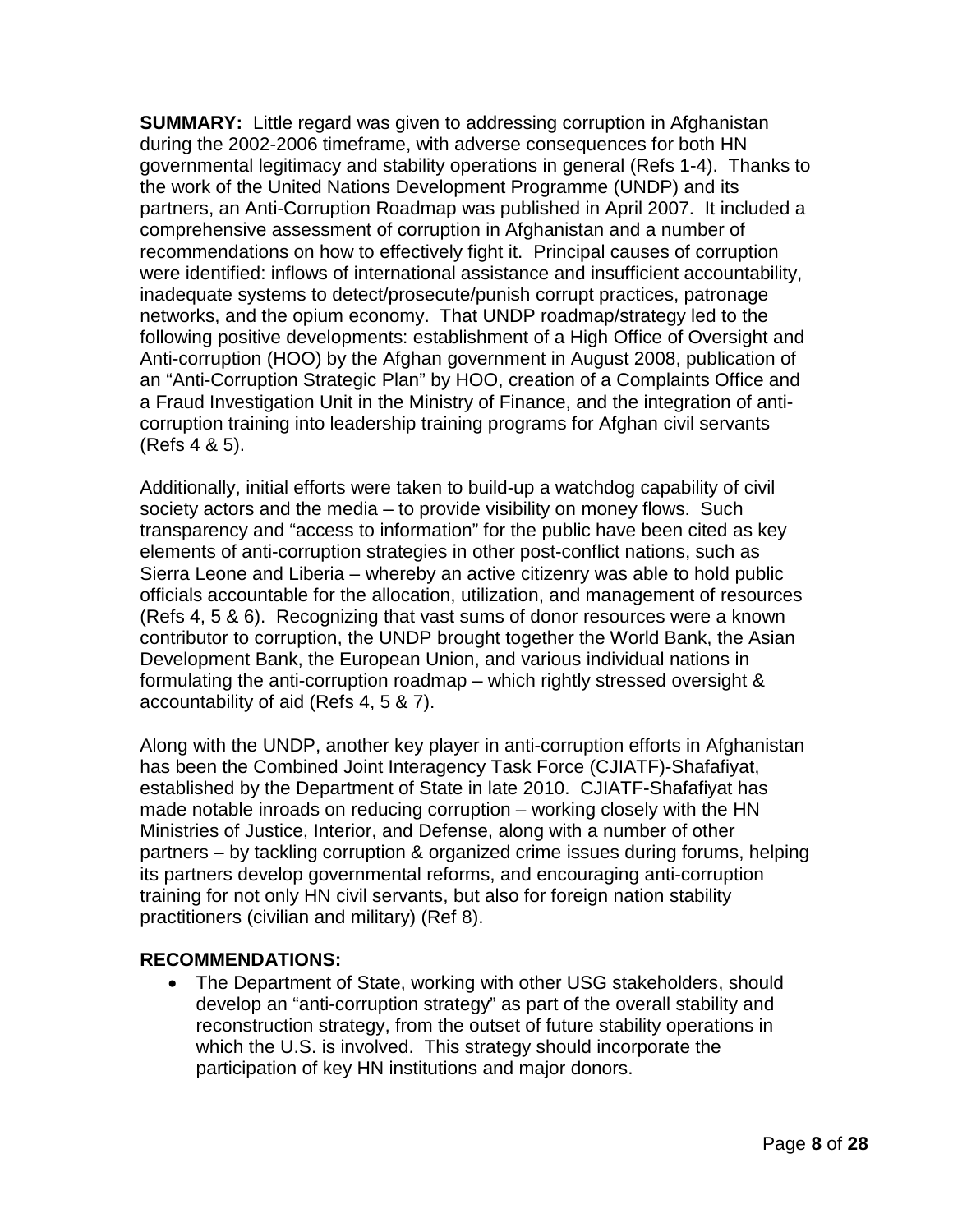**SUMMARY:** Little regard was given to addressing corruption in Afghanistan during the 2002-2006 timeframe, with adverse consequences for both HN governmental legitimacy and stability operations in general (Refs 1-4). Thanks to the work of the United Nations Development Programme (UNDP) and its partners, an Anti-Corruption Roadmap was published in April 2007. It included a comprehensive assessment of corruption in Afghanistan and a number of recommendations on how to effectively fight it. Principal causes of corruption were identified: inflows of international assistance and insufficient accountability, inadequate systems to detect/prosecute/punish corrupt practices, patronage networks, and the opium economy. That UNDP roadmap/strategy led to the following positive developments: establishment of a High Office of Oversight and Anti-corruption (HOO) by the Afghan government in August 2008, publication of an "Anti-Corruption Strategic Plan" by HOO, creation of a Complaints Office and a Fraud Investigation Unit in the Ministry of Finance, and the integration of anti-corruption training into leadership training programs for Afghan civil servants (Refs 4 & 5).

Additionally, initial efforts were taken to build-up a watchdog capability of civil society actors and the media – to provide visibility on money flows. Such transparency and "access to information" for the public have been cited as key elements of anti-corruption strategies in other post-conflict nations, such as Sierra Leone and Liberia – whereby an active citizenry was able to hold public officials accountable for the allocation, utilization, and management of resources (Refs 4, 5 & 6). Recognizing that vast sums of donor resources were a known contributor to corruption, the UNDP brought together the World Bank, the Asian Development Bank, the European Union, and various individual nations in formulating the anti-corruption roadmap – which rightly stressed oversight & accountability of aid (Refs 4, 5 & 7).

Along with the UNDP, another key player in anti-corruption efforts in Afghanistan has been the Combined Joint Interagency Task Force (CJIATF)-Shafafiyat, established by the Department of State in late 2010. CJIATF-Shafafiyat has made notable inroads on reducing corruption – working closely with the HN Ministries of Justice, Interior, and Defense, along with a number of other partners – by tackling corruption & organized crime issues during forums, helping its partners develop governmental reforms, and encouraging anti-corruption training for not only HN civil servants, but also for foreign nation stability practitioners (civilian and military) (Ref 8).

**RECOMMENDATIONS:**

- The Department of State, working with other USG stakeholders, should develop an "anti-corruption strategy" as part of the overall stability and reconstruction strategy, from the outset of future stability operations in which the U.S. is involved. This strategy should incorporate the participation of key HN institutions and major donors.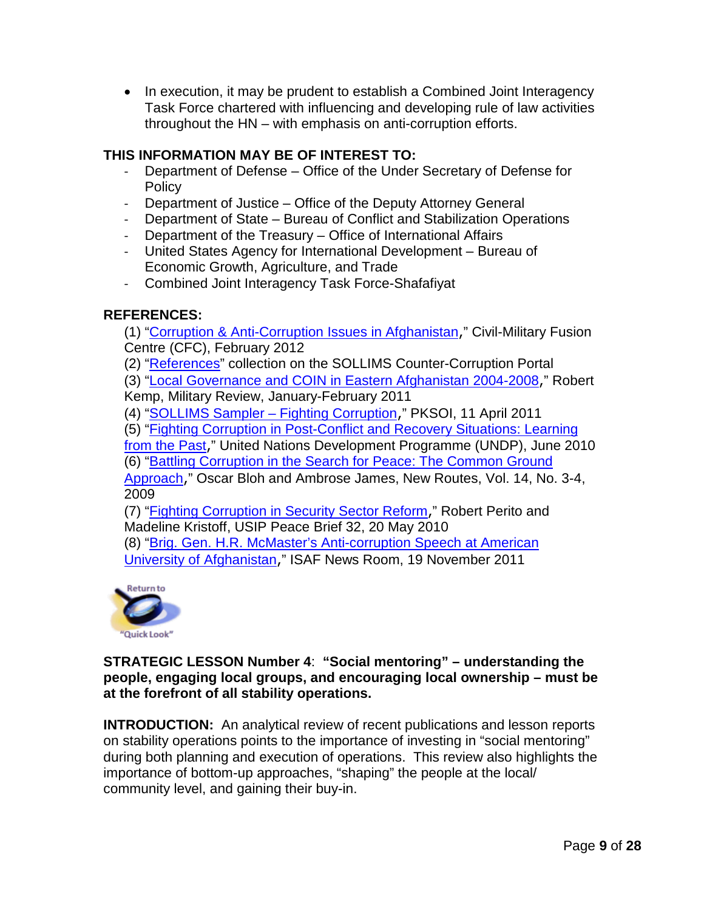- In execution, it may be prudent to establish a Combined Joint Interagency Task Force chartered with influencing and developing rule of law activities throughout the HN – with emphasis on anti-corruption efforts.

**THIS INFORMATION MAY BE OF INTEREST TO:**

- Department of Defense – Office of the Under Secretary of Defense for Policy
- Department of Justice – Office of the Deputy Attorney General
- Department of State – Bureau of Conflict and Stabilization Operations
- Department of the Treasury – Office of International Affairs
- United States Agency for International Development – Bureau of Economic Growth, Agriculture, and Trade
- Combined Joint Interagency Task Force-Shafafiyat

**REFERENCES:**

(1) "Corruption & Anti-Corruption Issues in Afghanistan," Civil-Military Fusion Centre (CFC), February 2012

(2) "References" collection on the SOLLIMS Counter-Corruption Portal

(3) "Local Governance and COIN in Eastern Afghanistan 2004-2008," Robert Kemp, Military Review, January-February 2011

(4) "SOLLIMS Sampler – Fighting Corruption," PKSOI, 11 April 2011

(5) "Fighting Corruption in Post-Conflict and Recovery Situations: Learning from the Past," United Nations Development Programme (UNDP), June 2010

(6) "Battling Corruption in the Search for Peace: The Common Ground Approach," Oscar Bloh and Ambrose James, New Routes, Vol. 14, No. 3-4, 2009

(7) "Fighting Corruption in Security Sector Reform," Robert Perito and Madeline Kristoff, USIP Peace Brief 32, 20 May 2010

(8) "Brig. Gen. H.R. McMaster's Anti-corruption Speech at American University of Afghanistan," ISAF News Room, 19 November 2011

Return to "Quick Look"

**STRATEGIC LESSON Number 4**: **"Social mentoring" – understanding the people, engaging local groups, and encouraging local ownership – must be at the forefront of all stability operations.**

**INTRODUCTION:** An analytical review of recent publications and lesson reports on stability operations points to the importance of investing in "social mentoring" during both planning and execution of operations. This review also highlights the importance of bottom-up approaches, "shaping" the people at the local/ community level, and gaining their buy-in.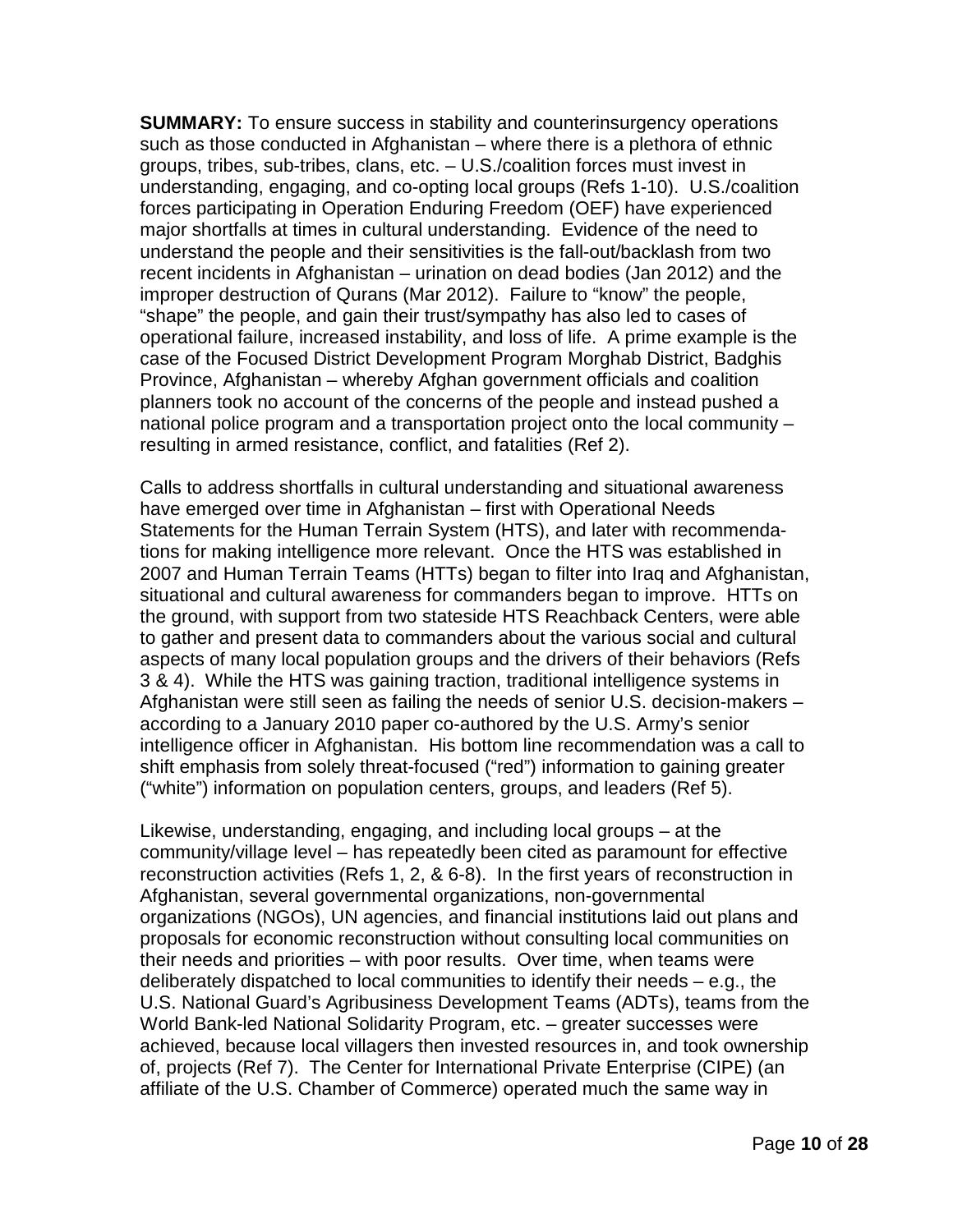**SUMMARY:** To ensure success in stability and counterinsurgency operations such as those conducted in Afghanistan – where there is a plethora of ethnic groups, tribes, sub-tribes, clans, etc. – U.S./coalition forces must invest in understanding, engaging, and co-opting local groups (Refs 1-10). U.S./coalition forces participating in Operation Enduring Freedom (OEF) have experienced major shortfalls at times in cultural understanding. Evidence of the need to understand the people and their sensitivities is the fall-out/backlash from two recent incidents in Afghanistan – urination on dead bodies (Jan 2012) and the improper destruction of Qurans (Mar 2012). Failure to "know" the people, "shape" the people, and gain their trust/sympathy has also led to cases of operational failure, increased instability, and loss of life. A prime example is the case of the Focused District Development Program Morghab District, Badghis Province, Afghanistan – whereby Afghan government officials and coalition planners took no account of the concerns of the people and instead pushed a national police program and a transportation project onto the local community – resulting in armed resistance, conflict, and fatalities (Ref 2).

Calls to address shortfalls in cultural understanding and situational awareness have emerged over time in Afghanistan – first with Operational Needs Statements for the Human Terrain System (HTS), and later with recommendations for making intelligence more relevant. Once the HTS was established in 2007 and Human Terrain Teams (HTTs) began to filter into Iraq and Afghanistan, situational and cultural awareness for commanders began to improve. HTTs on the ground, with support from two stateside HTS Reachback Centers, were able to gather and present data to commanders about the various social and cultural aspects of many local population groups and the drivers of their behaviors (Refs 3 & 4). While the HTS was gaining traction, traditional intelligence systems in Afghanistan were still seen as failing the needs of senior U.S. decision-makers – according to a January 2010 paper co-authored by the U.S. Army's senior intelligence officer in Afghanistan. His bottom line recommendation was a call to shift emphasis from solely threat-focused ("red") information to gaining greater ("white") information on population centers, groups, and leaders (Ref 5).

Likewise, understanding, engaging, and including local groups – at the community/village level – has repeatedly been cited as paramount for effective reconstruction activities (Refs 1, 2, & 6-8). In the first years of reconstruction in Afghanistan, several governmental organizations, non-governmental organizations (NGOs), UN agencies, and financial institutions laid out plans and proposals for economic reconstruction without consulting local communities on their needs and priorities – with poor results. Over time, when teams were deliberately dispatched to local communities to identify their needs – e.g., the U.S. National Guard's Agribusiness Development Teams (ADTs), teams from the World Bank-led National Solidarity Program, etc. – greater successes were achieved, because local villagers then invested resources in, and took ownership of, projects (Ref 7). The Center for International Private Enterprise (CIPE) (an affiliate of the U.S. Chamber of Commerce) operated much the same way in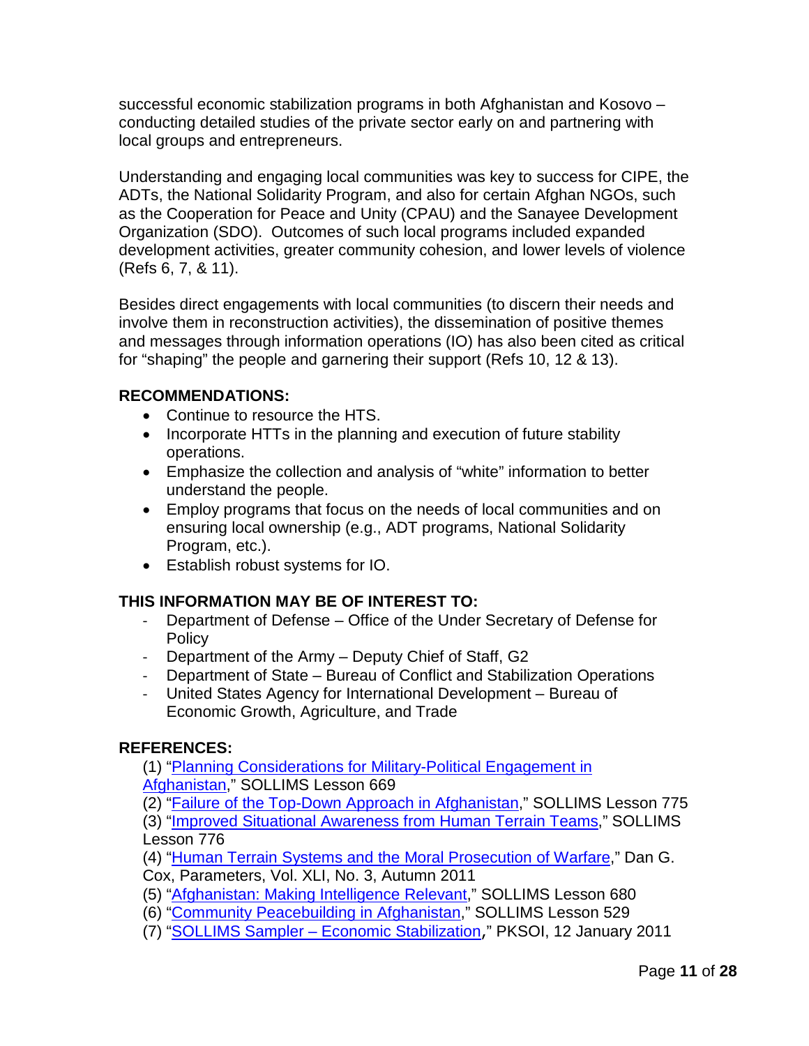successful economic stabilization programs in both Afghanistan and Kosovo – conducting detailed studies of the private sector early on and partnering with local groups and entrepreneurs.

Understanding and engaging local communities was key to success for CIPE, the ADTs, the National Solidarity Program, and also for certain Afghan NGOs, such as the Cooperation for Peace and Unity (CPAU) and the Sanayee Development Organization (SDO). Outcomes of such local programs included expanded development activities, greater community cohesion, and lower levels of violence (Refs 6, 7, & 11).

Besides direct engagements with local communities (to discern their needs and involve them in reconstruction activities), the dissemination of positive themes and messages through information operations (IO) has also been cited as critical for "shaping" the people and garnering their support (Refs 10, 12 & 13).

**RECOMMENDATIONS:**

- Continue to resource the HTS.
- Incorporate HTTs in the planning and execution of future stability operations.
- Emphasize the collection and analysis of "white" information to better understand the people.
- Employ programs that focus on the needs of local communities and on ensuring local ownership (e.g., ADT programs, National Solidarity Program, etc.).
- Establish robust systems for IO.

**THIS INFORMATION MAY BE OF INTEREST TO:**

- Department of Defense – Office of the Under Secretary of Defense for Policy
- Department of the Army – Deputy Chief of Staff, G2
- Department of State – Bureau of Conflict and Stabilization Operations
- United States Agency for International Development – Bureau of Economic Growth, Agriculture, and Trade

**REFERENCES:**

(1) "Planning Considerations for Military-Political Engagement in Afghanistan," SOLLIMS Lesson 669

(2) "Failure of the Top-Down Approach in Afghanistan," SOLLIMS Lesson 775

(3) "Improved Situational Awareness from Human Terrain Teams," SOLLIMS Lesson 776

(4) "Human Terrain Systems and the Moral Prosecution of Warfare," Dan G. Cox, Parameters, Vol. XLI, No. 3, Autumn 2011

(5) "Afghanistan: Making Intelligence Relevant," SOLLIMS Lesson 680

(6) "Community Peacebuilding in Afghanistan," SOLLIMS Lesson 529

(7) "SOLLIMS Sampler – Economic Stabilization," PKSOI, 12 January 2011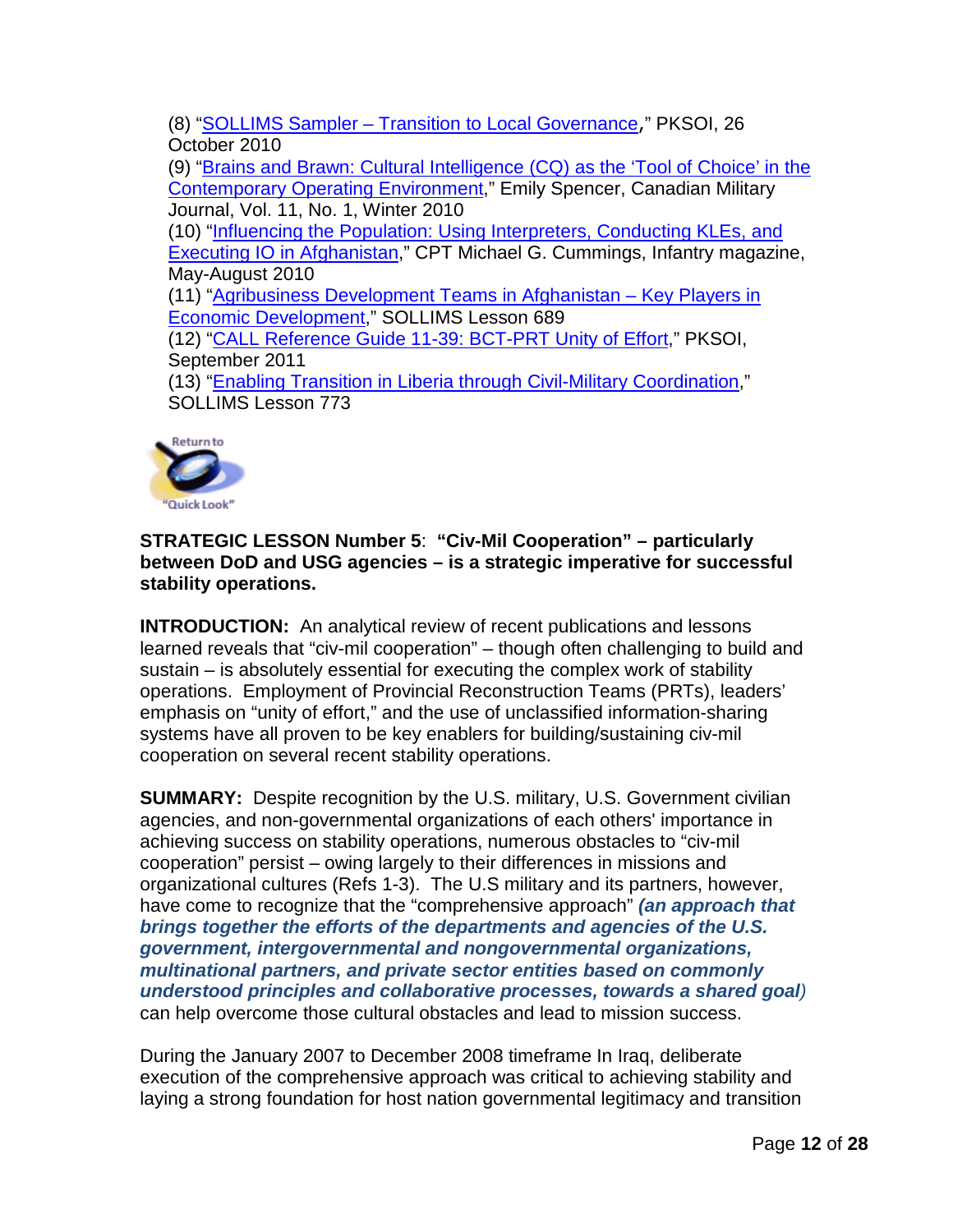(8) "SOLLIMS Sampler – Transition to Local Governance," PKSOI, 26 October 2010
(9) "Brains and Brawn: Cultural Intelligence (CQ) as the 'Tool of Choice' in the Contemporary Operating Environment," Emily Spencer, Canadian Military Journal, Vol. 11, No. 1, Winter 2010
(10) "Influencing the Population: Using Interpreters, Conducting KLEs, and Executing IO in Afghanistan," CPT Michael G. Cummings, Infantry magazine, May-August 2010
(11) "Agribusiness Development Teams in Afghanistan – Key Players in Economic Development," SOLLIMS Lesson 689
(12) "CALL Reference Guide 11-39: BCT-PRT Unity of Effort," PKSOI, September 2011
(13) "Enabling Transition in Liberia through Civil-Military Coordination," SOLLIMS Lesson 773

Return to "Quick Look"

**STRATEGIC LESSON Number 5**: **"Civ-Mil Cooperation" – particularly between DoD and USG agencies – is a strategic imperative for successful stability operations.**

**INTRODUCTION:** An analytical review of recent publications and lessons learned reveals that "civ-mil cooperation" – though often challenging to build and sustain – is absolutely essential for executing the complex work of stability operations. Employment of Provincial Reconstruction Teams (PRTs), leaders' emphasis on "unity of effort," and the use of unclassified information-sharing systems have all proven to be key enablers for building/sustaining civ-mil cooperation on several recent stability operations.

**SUMMARY:** Despite recognition by the U.S. military, U.S. Government civilian agencies, and non-governmental organizations of each others' importance in achieving success on stability operations, numerous obstacles to "civ-mil cooperation" persist – owing largely to their differences in missions and organizational cultures (Refs 1-3). The U.S military and its partners, however, have come to recognize that the "comprehensive approach" ***(an approach that brings together the efforts of the departments and agencies of the U.S. government, intergovernmental and nongovernmental organizations, multinational partners, and private sector entities based on commonly understood principles and collaborative processes, towards a shared goal)*** can help overcome those cultural obstacles and lead to mission success.

During the January 2007 to December 2008 timeframe In Iraq, deliberate execution of the comprehensive approach was critical to achieving stability and laying a strong foundation for host nation governmental legitimacy and transition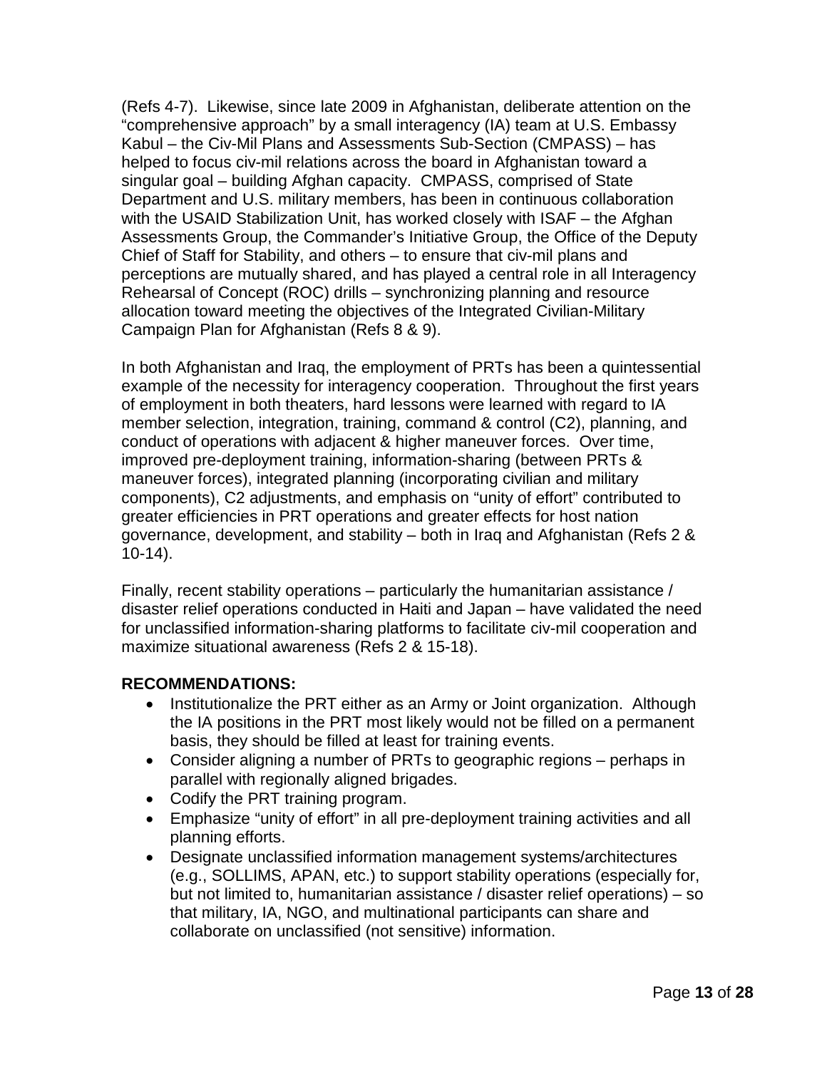(Refs 4-7). Likewise, since late 2009 in Afghanistan, deliberate attention on the "comprehensive approach" by a small interagency (IA) team at U.S. Embassy Kabul – the Civ-Mil Plans and Assessments Sub-Section (CMPASS) – has helped to focus civ-mil relations across the board in Afghanistan toward a singular goal – building Afghan capacity. CMPASS, comprised of State Department and U.S. military members, has been in continuous collaboration with the USAID Stabilization Unit, has worked closely with ISAF – the Afghan Assessments Group, the Commander's Initiative Group, the Office of the Deputy Chief of Staff for Stability, and others – to ensure that civ-mil plans and perceptions are mutually shared, and has played a central role in all Interagency Rehearsal of Concept (ROC) drills – synchronizing planning and resource allocation toward meeting the objectives of the Integrated Civilian-Military Campaign Plan for Afghanistan (Refs 8 & 9).

In both Afghanistan and Iraq, the employment of PRTs has been a quintessential example of the necessity for interagency cooperation. Throughout the first years of employment in both theaters, hard lessons were learned with regard to IA member selection, integration, training, command & control (C2), planning, and conduct of operations with adjacent & higher maneuver forces. Over time, improved pre-deployment training, information-sharing (between PRTs & maneuver forces), integrated planning (incorporating civilian and military components), C2 adjustments, and emphasis on "unity of effort" contributed to greater efficiencies in PRT operations and greater effects for host nation governance, development, and stability – both in Iraq and Afghanistan (Refs 2 & 10-14).

Finally, recent stability operations – particularly the humanitarian assistance / disaster relief operations conducted in Haiti and Japan – have validated the need for unclassified information-sharing platforms to facilitate civ-mil cooperation and maximize situational awareness (Refs 2 & 15-18).

**RECOMMENDATIONS:**

- Institutionalize the PRT either as an Army or Joint organization. Although the IA positions in the PRT most likely would not be filled on a permanent basis, they should be filled at least for training events.
- Consider aligning a number of PRTs to geographic regions – perhaps in parallel with regionally aligned brigades.
- Codify the PRT training program.
- Emphasize "unity of effort" in all pre-deployment training activities and all planning efforts.
- Designate unclassified information management systems/architectures (e.g., SOLLIMS, APAN, etc.) to support stability operations (especially for, but not limited to, humanitarian assistance / disaster relief operations) – so that military, IA, NGO, and multinational participants can share and collaborate on unclassified (not sensitive) information.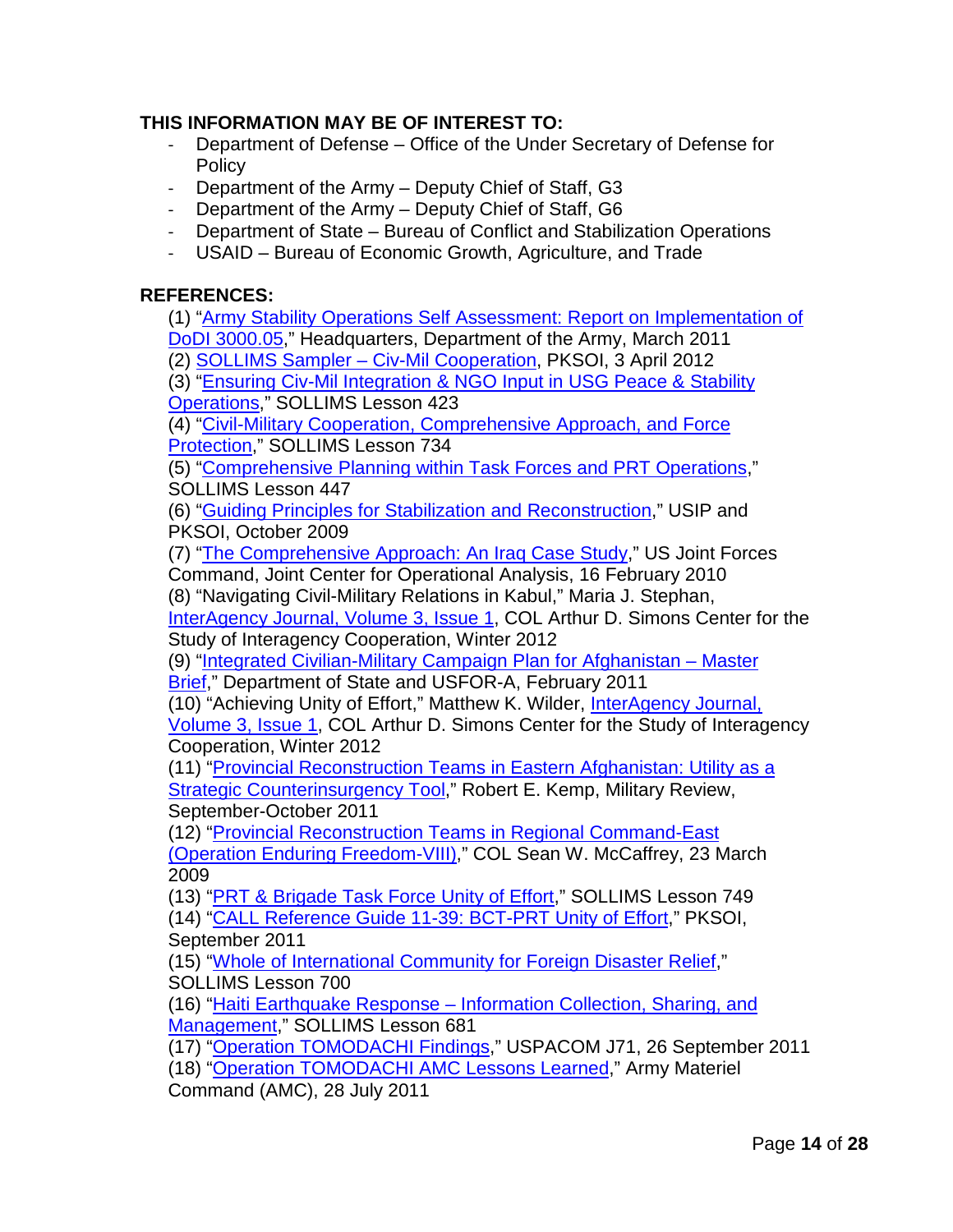**THIS INFORMATION MAY BE OF INTEREST TO:**

- Department of Defense – Office of the Under Secretary of Defense for Policy
- Department of the Army – Deputy Chief of Staff, G3
- Department of the Army – Deputy Chief of Staff, G6
- Department of State – Bureau of Conflict and Stabilization Operations
- USAID – Bureau of Economic Growth, Agriculture, and Trade

**REFERENCES:**

(1) "Army Stability Operations Self Assessment: Report on Implementation of DoDI 3000.05," Headquarters, Department of the Army, March 2011
(2) SOLLIMS Sampler – Civ-Mil Cooperation, PKSOI, 3 April 2012
(3) "Ensuring Civ-Mil Integration & NGO Input in USG Peace & Stability Operations," SOLLIMS Lesson 423
(4) "Civil-Military Cooperation, Comprehensive Approach, and Force Protection," SOLLIMS Lesson 734
(5) "Comprehensive Planning within Task Forces and PRT Operations," SOLLIMS Lesson 447
(6) "Guiding Principles for Stabilization and Reconstruction," USIP and PKSOI, October 2009
(7) "The Comprehensive Approach: An Iraq Case Study," US Joint Forces Command, Joint Center for Operational Analysis, 16 February 2010
(8) "Navigating Civil-Military Relations in Kabul," Maria J. Stephan, InterAgency Journal, Volume 3, Issue 1, COL Arthur D. Simons Center for the Study of Interagency Cooperation, Winter 2012
(9) "Integrated Civilian-Military Campaign Plan for Afghanistan – Master Brief," Department of State and USFOR-A, February 2011
(10) "Achieving Unity of Effort," Matthew K. Wilder, InterAgency Journal, Volume 3, Issue 1, COL Arthur D. Simons Center for the Study of Interagency Cooperation, Winter 2012
(11) "Provincial Reconstruction Teams in Eastern Afghanistan: Utility as a Strategic Counterinsurgency Tool," Robert E. Kemp, Military Review, September-October 2011
(12) "Provincial Reconstruction Teams in Regional Command-East (Operation Enduring Freedom-VIII)," COL Sean W. McCaffrey, 23 March 2009
(13) "PRT & Brigade Task Force Unity of Effort," SOLLIMS Lesson 749
(14) "CALL Reference Guide 11-39: BCT-PRT Unity of Effort," PKSOI, September 2011
(15) "Whole of International Community for Foreign Disaster Relief," SOLLIMS Lesson 700
(16) "Haiti Earthquake Response – Information Collection, Sharing, and Management," SOLLIMS Lesson 681
(17) "Operation TOMODACHI Findings," USPACOM J71, 26 September 2011
(18) "Operation TOMODACHI AMC Lessons Learned," Army Materiel Command (AMC), 28 July 2011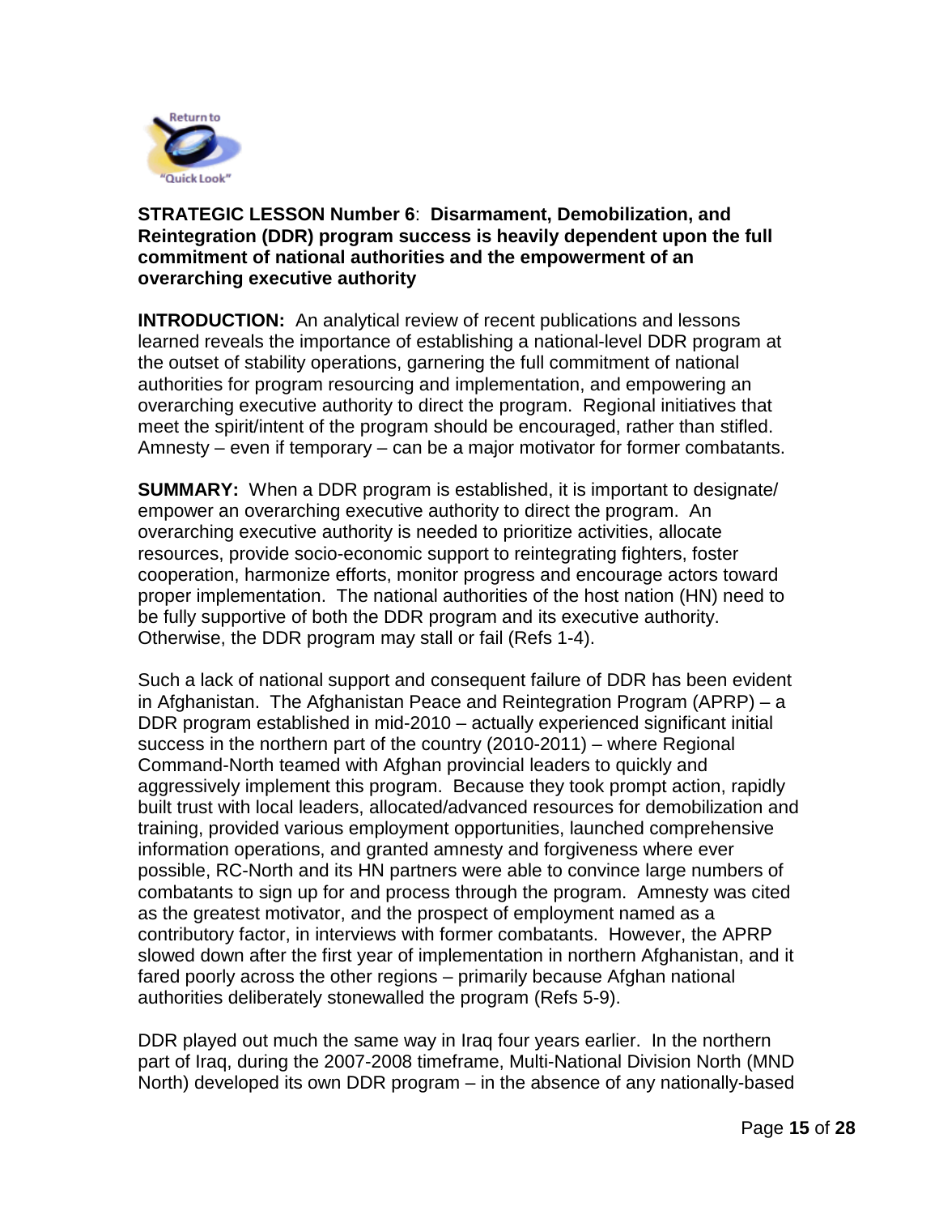**STRATEGIC LESSON Number 6**: **Disarmament, Demobilization, and Reintegration (DDR) program success is heavily dependent upon the full commitment of national authorities and the empowerment of an overarching executive authority**

**INTRODUCTION:** An analytical review of recent publications and lessons learned reveals the importance of establishing a national-level DDR program at the outset of stability operations, garnering the full commitment of national authorities for program resourcing and implementation, and empowering an overarching executive authority to direct the program. Regional initiatives that meet the spirit/intent of the program should be encouraged, rather than stifled. Amnesty – even if temporary – can be a major motivator for former combatants.

**SUMMARY:** When a DDR program is established, it is important to designate/ empower an overarching executive authority to direct the program. An overarching executive authority is needed to prioritize activities, allocate resources, provide socio-economic support to reintegrating fighters, foster cooperation, harmonize efforts, monitor progress and encourage actors toward proper implementation. The national authorities of the host nation (HN) need to be fully supportive of both the DDR program and its executive authority. Otherwise, the DDR program may stall or fail (Refs 1-4).

Such a lack of national support and consequent failure of DDR has been evident in Afghanistan. The Afghanistan Peace and Reintegration Program (APRP) – a DDR program established in mid-2010 – actually experienced significant initial success in the northern part of the country (2010-2011) – where Regional Command-North teamed with Afghan provincial leaders to quickly and aggressively implement this program. Because they took prompt action, rapidly built trust with local leaders, allocated/advanced resources for demobilization and training, provided various employment opportunities, launched comprehensive information operations, and granted amnesty and forgiveness where ever possible, RC-North and its HN partners were able to convince large numbers of combatants to sign up for and process through the program. Amnesty was cited as the greatest motivator, and the prospect of employment named as a contributory factor, in interviews with former combatants. However, the APRP slowed down after the first year of implementation in northern Afghanistan, and it fared poorly across the other regions – primarily because Afghan national authorities deliberately stonewalled the program (Refs 5-9).

DDR played out much the same way in Iraq four years earlier. In the northern part of Iraq, during the 2007-2008 timeframe, Multi-National Division North (MND North) developed its own DDR program – in the absence of any nationally-based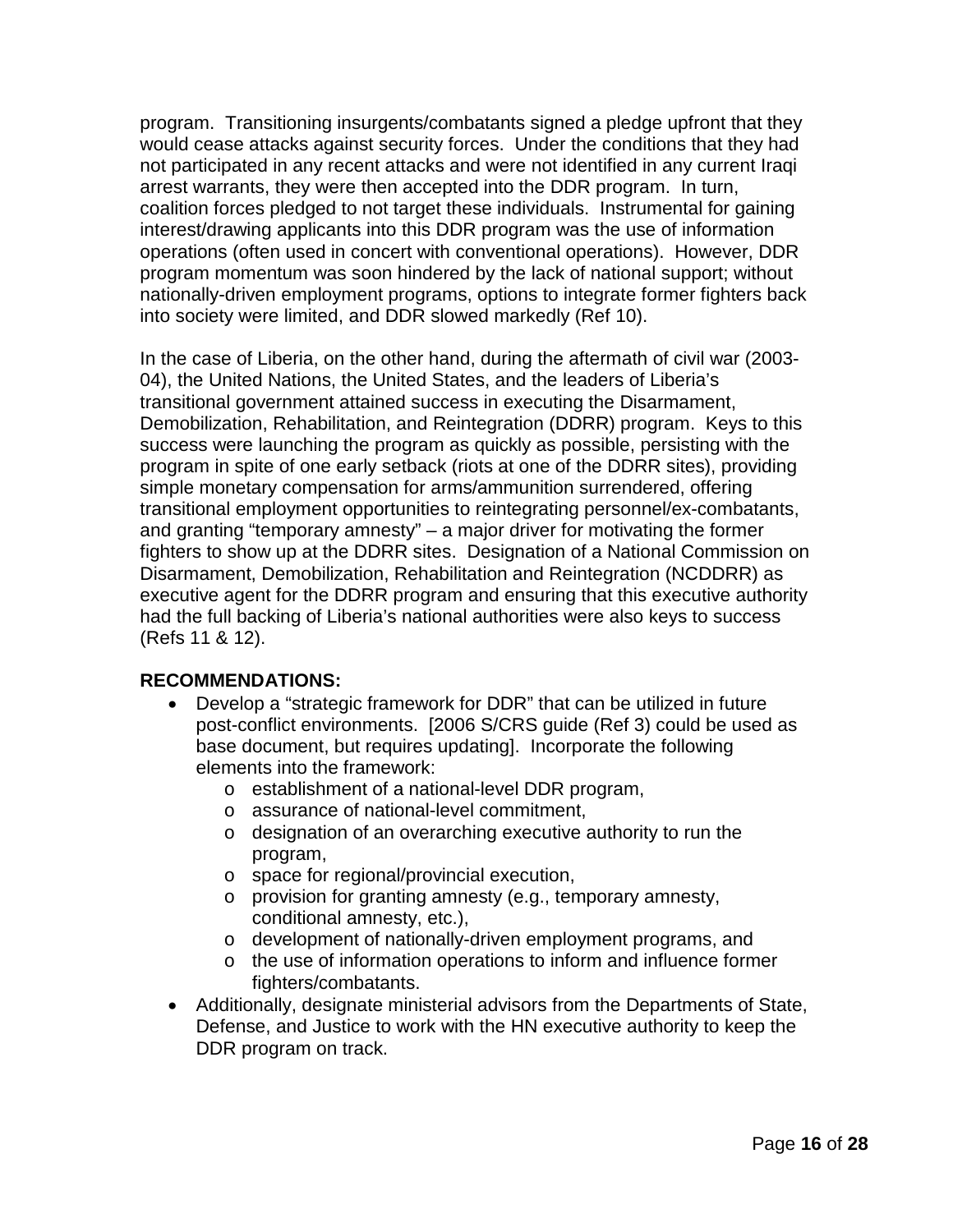program. Transitioning insurgents/combatants signed a pledge upfront that they would cease attacks against security forces. Under the conditions that they had not participated in any recent attacks and were not identified in any current Iraqi arrest warrants, they were then accepted into the DDR program. In turn, coalition forces pledged to not target these individuals. Instrumental for gaining interest/drawing applicants into this DDR program was the use of information operations (often used in concert with conventional operations). However, DDR program momentum was soon hindered by the lack of national support; without nationally-driven employment programs, options to integrate former fighters back into society were limited, and DDR slowed markedly (Ref 10).

In the case of Liberia, on the other hand, during the aftermath of civil war (2003-04), the United Nations, the United States, and the leaders of Liberia's transitional government attained success in executing the Disarmament, Demobilization, Rehabilitation, and Reintegration (DDRR) program. Keys to this success were launching the program as quickly as possible, persisting with the program in spite of one early setback (riots at one of the DDRR sites), providing simple monetary compensation for arms/ammunition surrendered, offering transitional employment opportunities to reintegrating personnel/ex-combatants, and granting "temporary amnesty" – a major driver for motivating the former fighters to show up at the DDRR sites. Designation of a National Commission on Disarmament, Demobilization, Rehabilitation and Reintegration (NCDDRR) as executive agent for the DDRR program and ensuring that this executive authority had the full backing of Liberia's national authorities were also keys to success (Refs 11 & 12).

**RECOMMENDATIONS:**

- Develop a "strategic framework for DDR" that can be utilized in future post-conflict environments. [2006 S/CRS guide (Ref 3) could be used as base document, but requires updating]. Incorporate the following elements into the framework:
  - establishment of a national-level DDR program,
  - assurance of national-level commitment,
  - designation of an overarching executive authority to run the program,
  - space for regional/provincial execution,
  - provision for granting amnesty (e.g., temporary amnesty, conditional amnesty, etc.),
  - development of nationally-driven employment programs, and
  - the use of information operations to inform and influence former fighters/combatants.
- Additionally, designate ministerial advisors from the Departments of State, Defense, and Justice to work with the HN executive authority to keep the DDR program on track.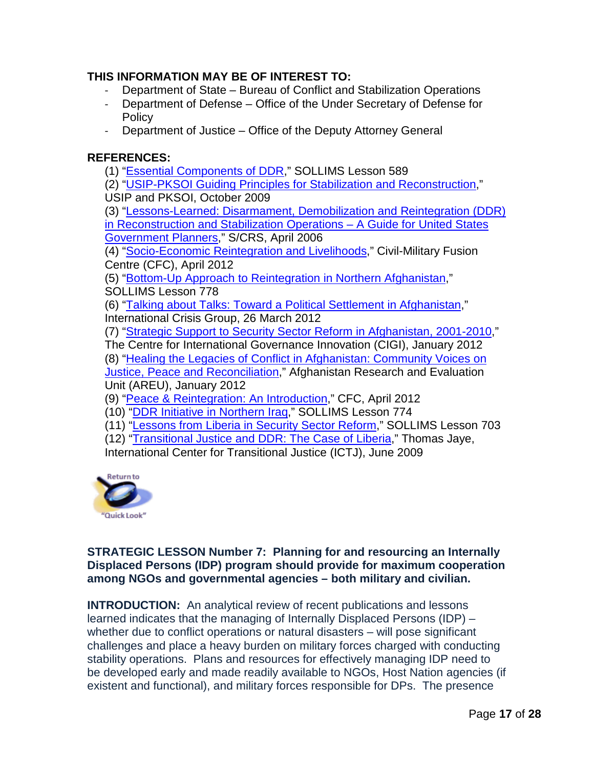**THIS INFORMATION MAY BE OF INTEREST TO:**

- Department of State – Bureau of Conflict and Stabilization Operations
- Department of Defense – Office of the Under Secretary of Defense for Policy
- Department of Justice – Office of the Deputy Attorney General

**REFERENCES:**

(1) "Essential Components of DDR," SOLLIMS Lesson 589

(2) "USIP-PKSOI Guiding Principles for Stabilization and Reconstruction," USIP and PKSOI, October 2009

(3) "Lessons-Learned: Disarmament, Demobilization and Reintegration (DDR) in Reconstruction and Stabilization Operations – A Guide for United States Government Planners," S/CRS, April 2006

(4) "Socio-Economic Reintegration and Livelihoods," Civil-Military Fusion Centre (CFC), April 2012

(5) "Bottom-Up Approach to Reintegration in Northern Afghanistan," SOLLIMS Lesson 778

(6) "Talking about Talks: Toward a Political Settlement in Afghanistan," International Crisis Group, 26 March 2012

(7) "Strategic Support to Security Sector Reform in Afghanistan, 2001-2010," The Centre for International Governance Innovation (CIGI), January 2012

(8) "Healing the Legacies of Conflict in Afghanistan: Community Voices on Justice, Peace and Reconciliation," Afghanistan Research and Evaluation Unit (AREU), January 2012

(9) "Peace & Reintegration: An Introduction," CFC, April 2012

(10) "DDR Initiative in Northern Iraq," SOLLIMS Lesson 774

(11) "Lessons from Liberia in Security Sector Reform," SOLLIMS Lesson 703

(12) "Transitional Justice and DDR: The Case of Liberia," Thomas Jaye, International Center for Transitional Justice (ICTJ), June 2009

Return to "Quick Look"

**STRATEGIC LESSON Number 7: Planning for and resourcing an Internally Displaced Persons (IDP) program should provide for maximum cooperation among NGOs and governmental agencies – both military and civilian.**

**INTRODUCTION:** An analytical review of recent publications and lessons learned indicates that the managing of Internally Displaced Persons (IDP) – whether due to conflict operations or natural disasters – will pose significant challenges and place a heavy burden on military forces charged with conducting stability operations. Plans and resources for effectively managing IDP need to be developed early and made readily available to NGOs, Host Nation agencies (if existent and functional), and military forces responsible for DPs. The presence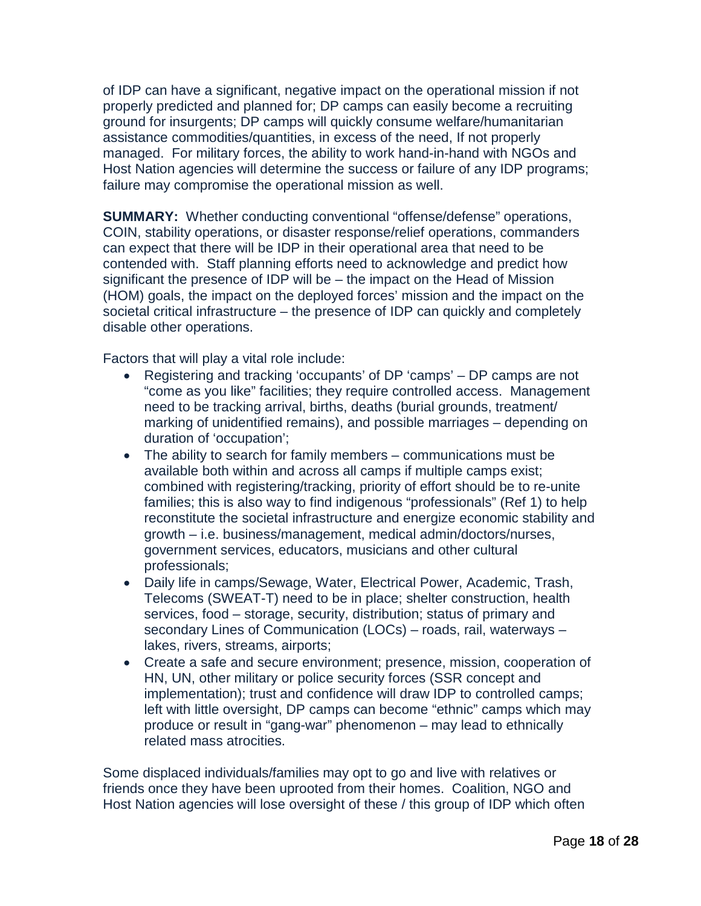of IDP can have a significant, negative impact on the operational mission if not properly predicted and planned for; DP camps can easily become a recruiting ground for insurgents; DP camps will quickly consume welfare/humanitarian assistance commodities/quantities, in excess of the need, If not properly managed. For military forces, the ability to work hand-in-hand with NGOs and Host Nation agencies will determine the success or failure of any IDP programs; failure may compromise the operational mission as well.

**SUMMARY:** Whether conducting conventional "offense/defense" operations, COIN, stability operations, or disaster response/relief operations, commanders can expect that there will be IDP in their operational area that need to be contended with. Staff planning efforts need to acknowledge and predict how significant the presence of IDP will be – the impact on the Head of Mission (HOM) goals, the impact on the deployed forces' mission and the impact on the societal critical infrastructure – the presence of IDP can quickly and completely disable other operations.

Factors that will play a vital role include:

- Registering and tracking 'occupants' of DP 'camps' – DP camps are not "come as you like" facilities; they require controlled access. Management need to be tracking arrival, births, deaths (burial grounds, treatment/ marking of unidentified remains), and possible marriages – depending on duration of 'occupation';
- The ability to search for family members – communications must be available both within and across all camps if multiple camps exist; combined with registering/tracking, priority of effort should be to re-unite families; this is also way to find indigenous "professionals" (Ref 1) to help reconstitute the societal infrastructure and energize economic stability and growth – i.e. business/management, medical admin/doctors/nurses, government services, educators, musicians and other cultural professionals;
- Daily life in camps/Sewage, Water, Electrical Power, Academic, Trash, Telecoms (SWEAT-T) need to be in place; shelter construction, health services, food – storage, security, distribution; status of primary and secondary Lines of Communication (LOCs) – roads, rail, waterways – lakes, rivers, streams, airports;
- Create a safe and secure environment; presence, mission, cooperation of HN, UN, other military or police security forces (SSR concept and implementation); trust and confidence will draw IDP to controlled camps; left with little oversight, DP camps can become "ethnic" camps which may produce or result in "gang-war" phenomenon – may lead to ethnically related mass atrocities.

Some displaced individuals/families may opt to go and live with relatives or friends once they have been uprooted from their homes. Coalition, NGO and Host Nation agencies will lose oversight of these / this group of IDP which often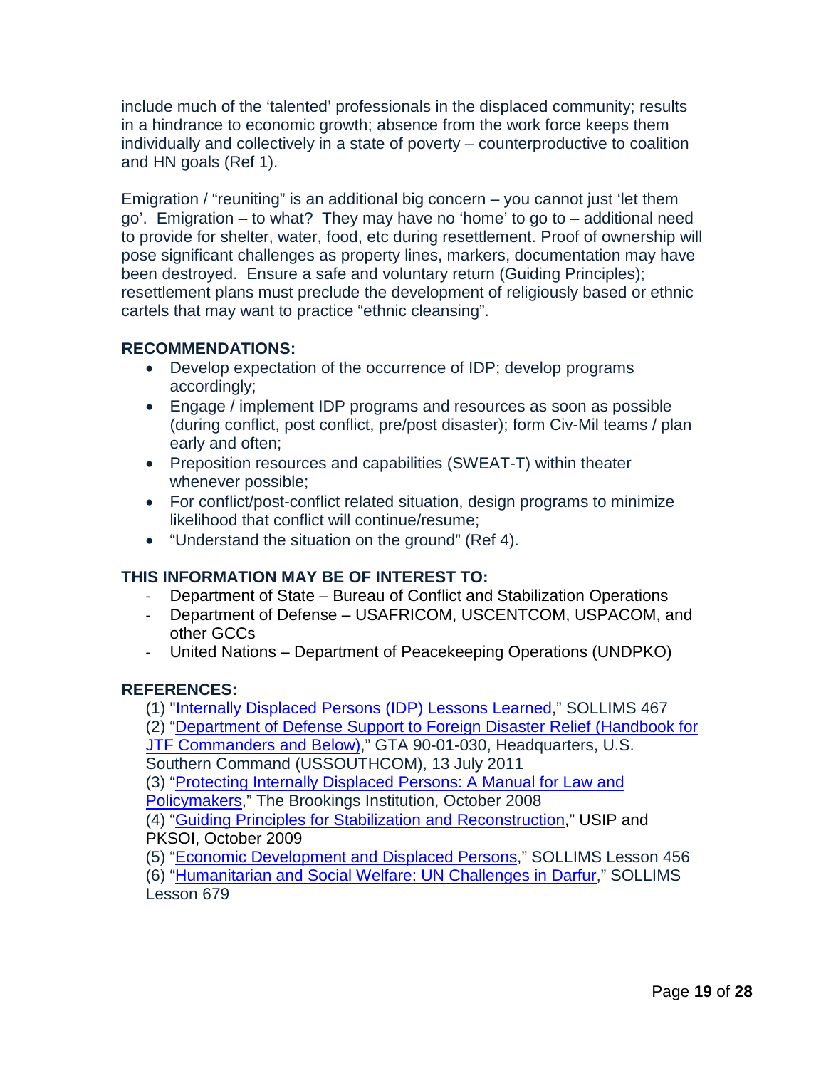include much of the 'talented' professionals in the displaced community; results in a hindrance to economic growth; absence from the work force keeps them individually and collectively in a state of poverty – counterproductive to coalition and HN goals (Ref 1).

Emigration / "reuniting" is an additional big concern – you cannot just 'let them go'. Emigration – to what? They may have no 'home' to go to – additional need to provide for shelter, water, food, etc during resettlement. Proof of ownership will pose significant challenges as property lines, markers, documentation may have been destroyed. Ensure a safe and voluntary return (Guiding Principles); resettlement plans must preclude the development of religiously based or ethnic cartels that may want to practice "ethnic cleansing".

**RECOMMENDATIONS:**

- Develop expectation of the occurrence of IDP; develop programs accordingly;
- Engage / implement IDP programs and resources as soon as possible (during conflict, post conflict, pre/post disaster); form Civ-Mil teams / plan early and often;
- Preposition resources and capabilities (SWEAT-T) within theater whenever possible;
- For conflict/post-conflict related situation, design programs to minimize likelihood that conflict will continue/resume;
- "Understand the situation on the ground" (Ref 4).

**THIS INFORMATION MAY BE OF INTEREST TO:**

- Department of State – Bureau of Conflict and Stabilization Operations
- Department of Defense – USAFRICOM, USCENTCOM, USPACOM, and other GCCs
- United Nations – Department of Peacekeeping Operations (UNDPKO)

**REFERENCES:**

(1) "Internally Displaced Persons (IDP) Lessons Learned," SOLLIMS 467
(2) "Department of Defense Support to Foreign Disaster Relief (Handbook for JTF Commanders and Below)," GTA 90-01-030, Headquarters, U.S. Southern Command (USSOUTHCOM), 13 July 2011
(3) "Protecting Internally Displaced Persons: A Manual for Law and Policymakers," The Brookings Institution, October 2008
(4) "Guiding Principles for Stabilization and Reconstruction," USIP and PKSOI, October 2009
(5) "Economic Development and Displaced Persons," SOLLIMS Lesson 456
(6) "Humanitarian and Social Welfare: UN Challenges in Darfur," SOLLIMS Lesson 679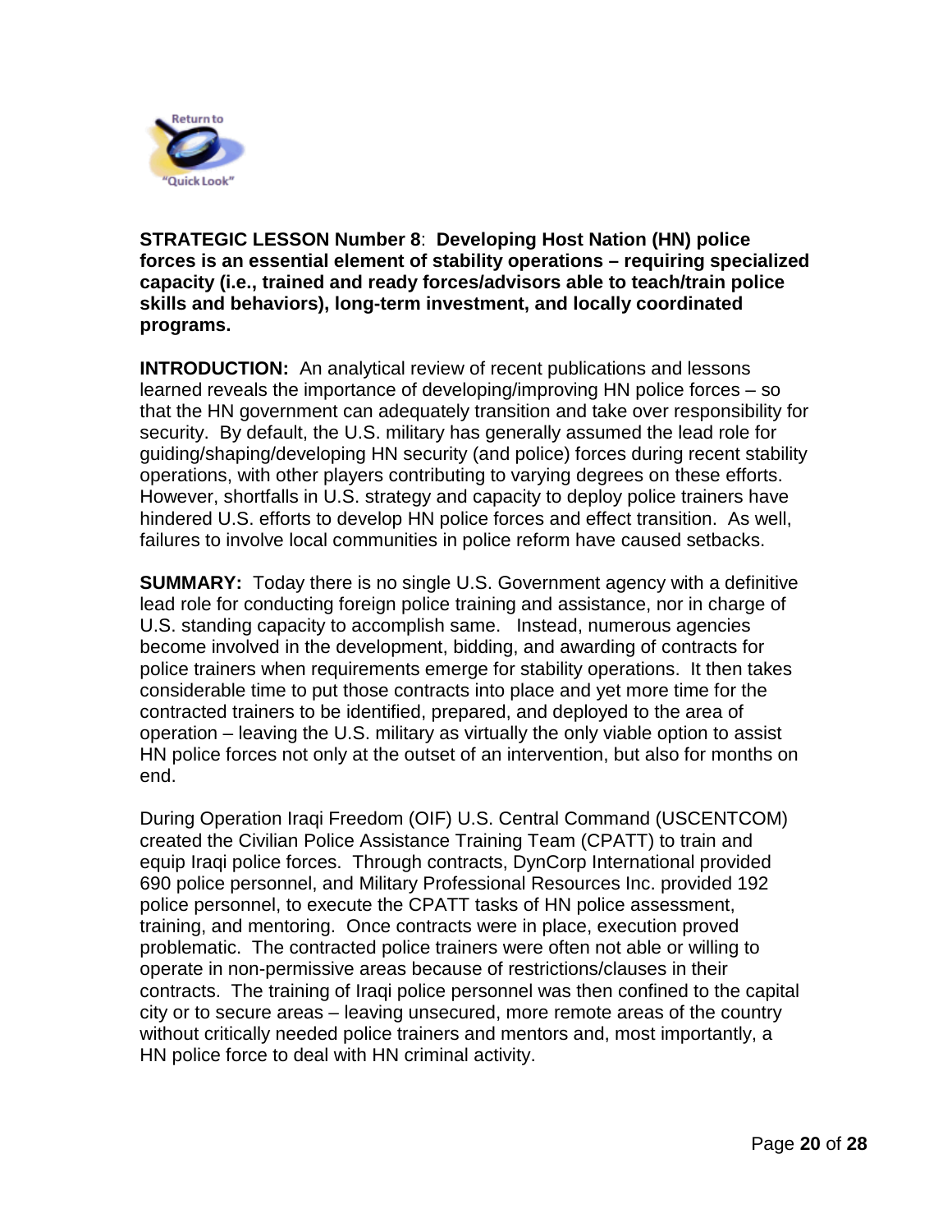**STRATEGIC LESSON Number 8**: **Developing Host Nation (HN) police forces is an essential element of stability operations – requiring specialized capacity (i.e., trained and ready forces/advisors able to teach/train police skills and behaviors), long-term investment, and locally coordinated programs.**

**INTRODUCTION:** An analytical review of recent publications and lessons learned reveals the importance of developing/improving HN police forces – so that the HN government can adequately transition and take over responsibility for security. By default, the U.S. military has generally assumed the lead role for guiding/shaping/developing HN security (and police) forces during recent stability operations, with other players contributing to varying degrees on these efforts. However, shortfalls in U.S. strategy and capacity to deploy police trainers have hindered U.S. efforts to develop HN police forces and effect transition. As well, failures to involve local communities in police reform have caused setbacks.

**SUMMARY:** Today there is no single U.S. Government agency with a definitive lead role for conducting foreign police training and assistance, nor in charge of U.S. standing capacity to accomplish same. Instead, numerous agencies become involved in the development, bidding, and awarding of contracts for police trainers when requirements emerge for stability operations. It then takes considerable time to put those contracts into place and yet more time for the contracted trainers to be identified, prepared, and deployed to the area of operation – leaving the U.S. military as virtually the only viable option to assist HN police forces not only at the outset of an intervention, but also for months on end.

During Operation Iraqi Freedom (OIF) U.S. Central Command (USCENTCOM) created the Civilian Police Assistance Training Team (CPATT) to train and equip Iraqi police forces. Through contracts, DynCorp International provided 690 police personnel, and Military Professional Resources Inc. provided 192 police personnel, to execute the CPATT tasks of HN police assessment, training, and mentoring. Once contracts were in place, execution proved problematic. The contracted police trainers were often not able or willing to operate in non-permissive areas because of restrictions/clauses in their contracts. The training of Iraqi police personnel was then confined to the capital city or to secure areas – leaving unsecured, more remote areas of the country without critically needed police trainers and mentors and, most importantly, a HN police force to deal with HN criminal activity.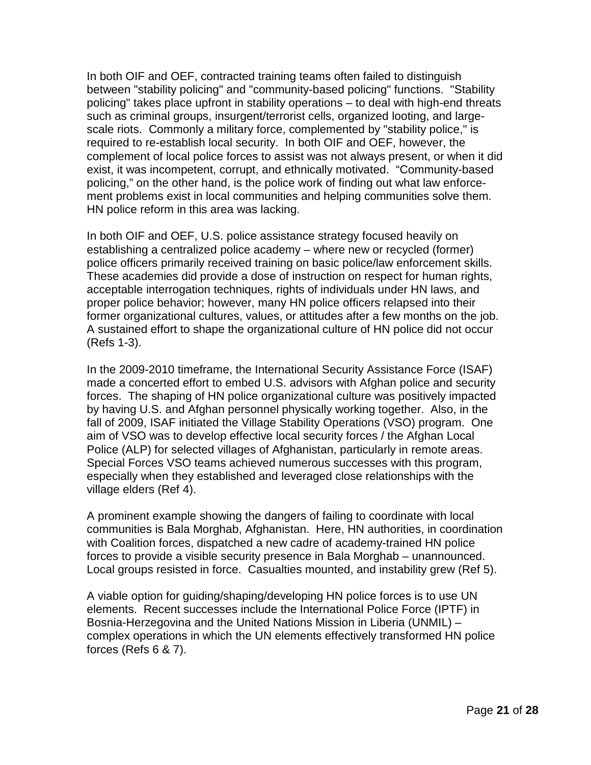In both OIF and OEF, contracted training teams often failed to distinguish between "stability policing" and "community-based policing" functions. "Stability policing" takes place upfront in stability operations – to deal with high-end threats such as criminal groups, insurgent/terrorist cells, organized looting, and large-scale riots. Commonly a military force, complemented by "stability police," is required to re-establish local security. In both OIF and OEF, however, the complement of local police forces to assist was not always present, or when it did exist, it was incompetent, corrupt, and ethnically motivated. “Community-based policing,” on the other hand, is the police work of finding out what law enforcement problems exist in local communities and helping communities solve them. HN police reform in this area was lacking.

In both OIF and OEF, U.S. police assistance strategy focused heavily on establishing a centralized police academy – where new or recycled (former) police officers primarily received training on basic police/law enforcement skills. These academies did provide a dose of instruction on respect for human rights, acceptable interrogation techniques, rights of individuals under HN laws, and proper police behavior; however, many HN police officers relapsed into their former organizational cultures, values, or attitudes after a few months on the job. A sustained effort to shape the organizational culture of HN police did not occur (Refs 1-3).

In the 2009-2010 timeframe, the International Security Assistance Force (ISAF) made a concerted effort to embed U.S. advisors with Afghan police and security forces. The shaping of HN police organizational culture was positively impacted by having U.S. and Afghan personnel physically working together. Also, in the fall of 2009, ISAF initiated the Village Stability Operations (VSO) program. One aim of VSO was to develop effective local security forces / the Afghan Local Police (ALP) for selected villages of Afghanistan, particularly in remote areas. Special Forces VSO teams achieved numerous successes with this program, especially when they established and leveraged close relationships with the village elders (Ref 4).

A prominent example showing the dangers of failing to coordinate with local communities is Bala Morghab, Afghanistan. Here, HN authorities, in coordination with Coalition forces, dispatched a new cadre of academy-trained HN police forces to provide a visible security presence in Bala Morghab – unannounced. Local groups resisted in force. Casualties mounted, and instability grew (Ref 5).

A viable option for guiding/shaping/developing HN police forces is to use UN elements. Recent successes include the International Police Force (IPTF) in Bosnia-Herzegovina and the United Nations Mission in Liberia (UNMIL) – complex operations in which the UN elements effectively transformed HN police forces (Refs 6 & 7).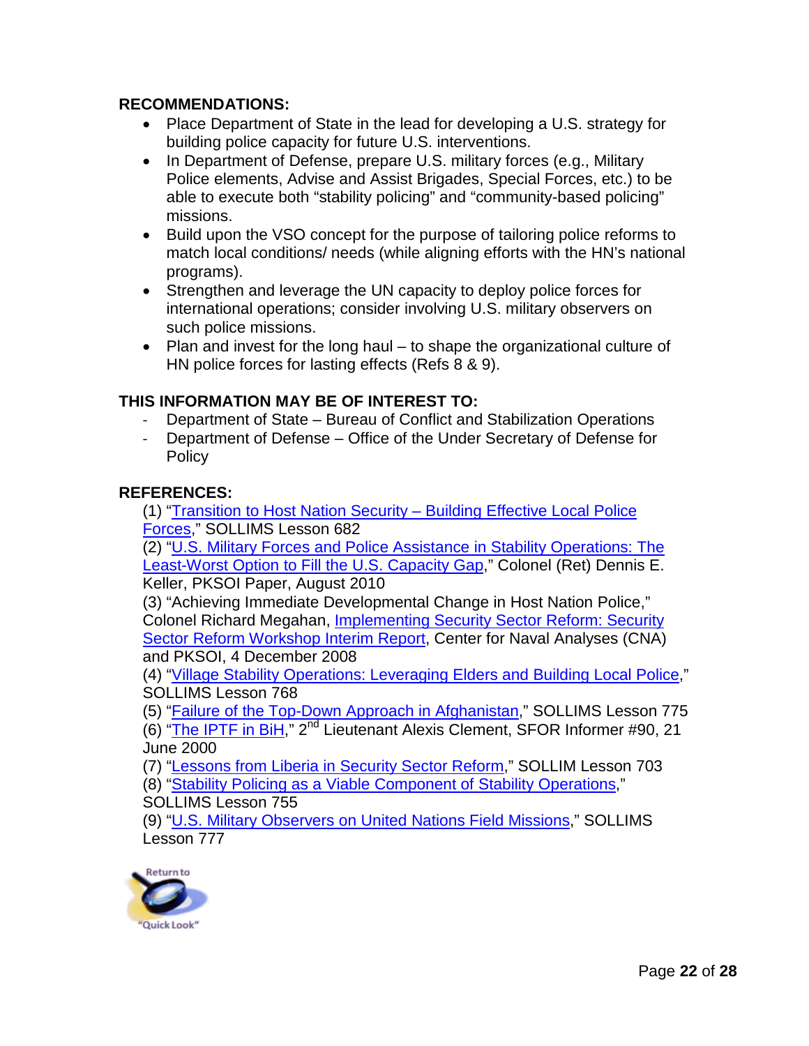**RECOMMENDATIONS:**

- Place Department of State in the lead for developing a U.S. strategy for building police capacity for future U.S. interventions.
- In Department of Defense, prepare U.S. military forces (e.g., Military Police elements, Advise and Assist Brigades, Special Forces, etc.) to be able to execute both "stability policing" and "community-based policing" missions.
- Build upon the VSO concept for the purpose of tailoring police reforms to match local conditions/ needs (while aligning efforts with the HN's national programs).
- Strengthen and leverage the UN capacity to deploy police forces for international operations; consider involving U.S. military observers on such police missions.
- Plan and invest for the long haul – to shape the organizational culture of HN police forces for lasting effects (Refs 8 & 9).

**THIS INFORMATION MAY BE OF INTEREST TO:**

- Department of State – Bureau of Conflict and Stabilization Operations
- Department of Defense – Office of the Under Secretary of Defense for Policy

**REFERENCES:**

(1) "Transition to Host Nation Security – Building Effective Local Police Forces," SOLLIMS Lesson 682

(2) "U.S. Military Forces and Police Assistance in Stability Operations: The Least-Worst Option to Fill the U.S. Capacity Gap," Colonel (Ret) Dennis E. Keller, PKSOI Paper, August 2010

(3) "Achieving Immediate Developmental Change in Host Nation Police," Colonel Richard Megahan, Implementing Security Sector Reform: Security Sector Reform Workshop Interim Report, Center for Naval Analyses (CNA) and PKSOI, 4 December 2008

(4) "Village Stability Operations: Leveraging Elders and Building Local Police," SOLLIMS Lesson 768

(5) "Failure of the Top-Down Approach in Afghanistan," SOLLIMS Lesson 775

(6) "The IPTF in BiH," 2nd Lieutenant Alexis Clement, SFOR Informer #90, 21 June 2000

(7) "Lessons from Liberia in Security Sector Reform," SOLLIM Lesson 703

(8) "Stability Policing as a Viable Component of Stability Operations," SOLLIMS Lesson 755

(9) "U.S. Military Observers on United Nations Field Missions," SOLLIMS Lesson 777

Return to "Quick Look"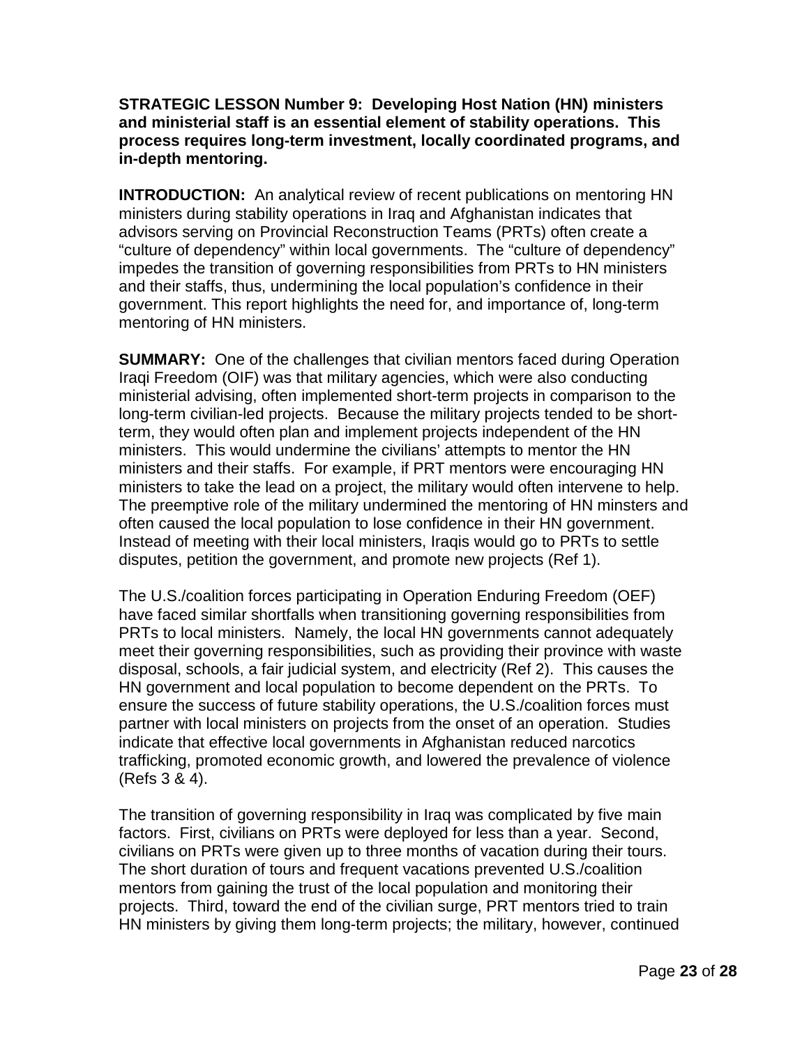**STRATEGIC LESSON Number 9: Developing Host Nation (HN) ministers and ministerial staff is an essential element of stability operations. This process requires long-term investment, locally coordinated programs, and in-depth mentoring.**

**INTRODUCTION:** An analytical review of recent publications on mentoring HN ministers during stability operations in Iraq and Afghanistan indicates that advisors serving on Provincial Reconstruction Teams (PRTs) often create a "culture of dependency" within local governments. The "culture of dependency" impedes the transition of governing responsibilities from PRTs to HN ministers and their staffs, thus, undermining the local population's confidence in their government. This report highlights the need for, and importance of, long-term mentoring of HN ministers.

**SUMMARY:** One of the challenges that civilian mentors faced during Operation Iraqi Freedom (OIF) was that military agencies, which were also conducting ministerial advising, often implemented short-term projects in comparison to the long-term civilian-led projects. Because the military projects tended to be short-term, they would often plan and implement projects independent of the HN ministers. This would undermine the civilians' attempts to mentor the HN ministers and their staffs. For example, if PRT mentors were encouraging HN ministers to take the lead on a project, the military would often intervene to help. The preemptive role of the military undermined the mentoring of HN minsters and often caused the local population to lose confidence in their HN government. Instead of meeting with their local ministers, Iraqis would go to PRTs to settle disputes, petition the government, and promote new projects (Ref 1).

The U.S./coalition forces participating in Operation Enduring Freedom (OEF) have faced similar shortfalls when transitioning governing responsibilities from PRTs to local ministers. Namely, the local HN governments cannot adequately meet their governing responsibilities, such as providing their province with waste disposal, schools, a fair judicial system, and electricity (Ref 2). This causes the HN government and local population to become dependent on the PRTs. To ensure the success of future stability operations, the U.S./coalition forces must partner with local ministers on projects from the onset of an operation. Studies indicate that effective local governments in Afghanistan reduced narcotics trafficking, promoted economic growth, and lowered the prevalence of violence (Refs 3 & 4).

The transition of governing responsibility in Iraq was complicated by five main factors. First, civilians on PRTs were deployed for less than a year. Second, civilians on PRTs were given up to three months of vacation during their tours. The short duration of tours and frequent vacations prevented U.S./coalition mentors from gaining the trust of the local population and monitoring their projects. Third, toward the end of the civilian surge, PRT mentors tried to train HN ministers by giving them long-term projects; the military, however, continued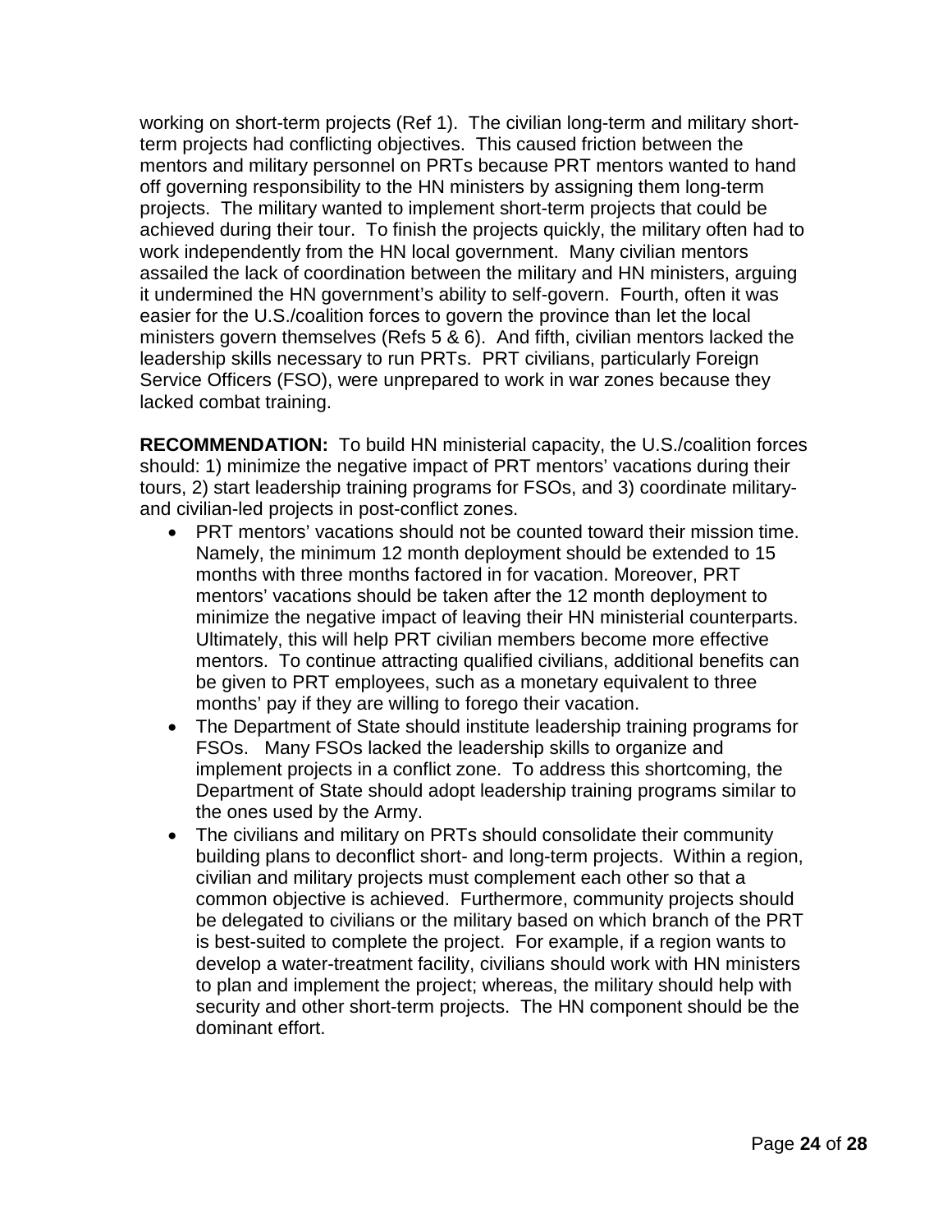working on short-term projects (Ref 1). The civilian long-term and military short-term projects had conflicting objectives. This caused friction between the mentors and military personnel on PRTs because PRT mentors wanted to hand off governing responsibility to the HN ministers by assigning them long-term projects. The military wanted to implement short-term projects that could be achieved during their tour. To finish the projects quickly, the military often had to work independently from the HN local government. Many civilian mentors assailed the lack of coordination between the military and HN ministers, arguing it undermined the HN government's ability to self-govern. Fourth, often it was easier for the U.S./coalition forces to govern the province than let the local ministers govern themselves (Refs 5 & 6). And fifth, civilian mentors lacked the leadership skills necessary to run PRTs. PRT civilians, particularly Foreign Service Officers (FSO), were unprepared to work in war zones because they lacked combat training.

**RECOMMENDATION:** To build HN ministerial capacity, the U.S./coalition forces should: 1) minimize the negative impact of PRT mentors' vacations during their tours, 2) start leadership training programs for FSOs, and 3) coordinate military- and civilian-led projects in post-conflict zones.

- PRT mentors' vacations should not be counted toward their mission time. Namely, the minimum 12 month deployment should be extended to 15 months with three months factored in for vacation. Moreover, PRT mentors' vacations should be taken after the 12 month deployment to minimize the negative impact of leaving their HN ministerial counterparts. Ultimately, this will help PRT civilian members become more effective mentors. To continue attracting qualified civilians, additional benefits can be given to PRT employees, such as a monetary equivalent to three months' pay if they are willing to forego their vacation.
- The Department of State should institute leadership training programs for FSOs. Many FSOs lacked the leadership skills to organize and implement projects in a conflict zone. To address this shortcoming, the Department of State should adopt leadership training programs similar to the ones used by the Army.
- The civilians and military on PRTs should consolidate their community building plans to deconflict short- and long-term projects. Within a region, civilian and military projects must complement each other so that a common objective is achieved. Furthermore, community projects should be delegated to civilians or the military based on which branch of the PRT is best-suited to complete the project. For example, if a region wants to develop a water-treatment facility, civilians should work with HN ministers to plan and implement the project; whereas, the military should help with security and other short-term projects. The HN component should be the dominant effort.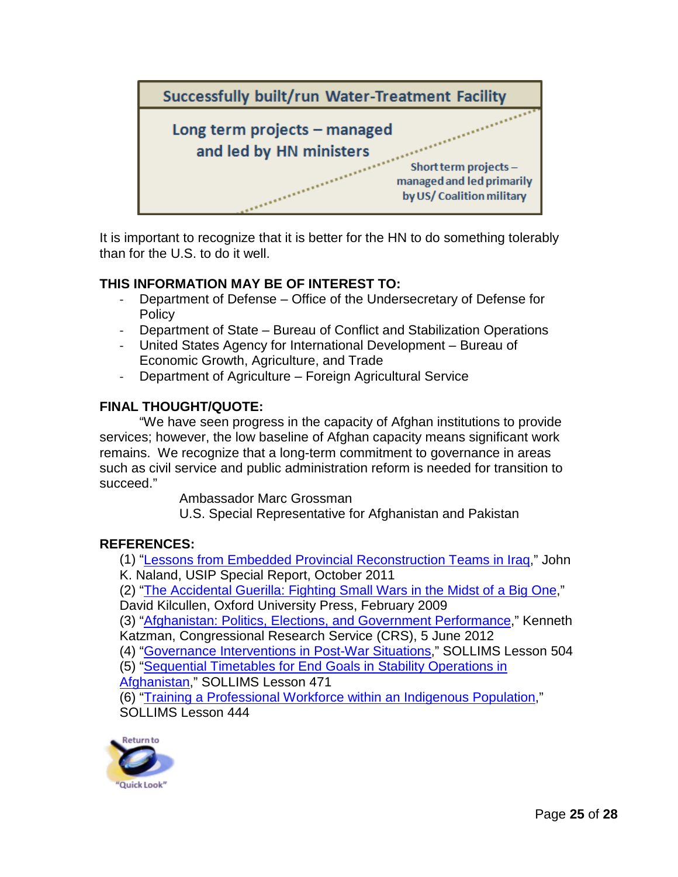Successfully built/run Water-Treatment Facility

Long term projects – managed and led by HN ministers

Short term projects – managed and led primarily by US/ Coalition military

It is important to recognize that it is better for the HN to do something tolerably than for the U.S. to do it well.

**THIS INFORMATION MAY BE OF INTEREST TO:**

- Department of Defense – Office of the Undersecretary of Defense for Policy
- Department of State – Bureau of Conflict and Stabilization Operations
- United States Agency for International Development – Bureau of Economic Growth, Agriculture, and Trade
- Department of Agriculture – Foreign Agricultural Service

**FINAL THOUGHT/QUOTE:**

"We have seen progress in the capacity of Afghan institutions to provide services; however, the low baseline of Afghan capacity means significant work remains. We recognize that a long-term commitment to governance in areas such as civil service and public administration reform is needed for transition to succeed."

Ambassador Marc Grossman
U.S. Special Representative for Afghanistan and Pakistan

**REFERENCES:**

(1) "Lessons from Embedded Provincial Reconstruction Teams in Iraq," John K. Naland, USIP Special Report, October 2011
(2) "The Accidental Guerilla: Fighting Small Wars in the Midst of a Big One," David Kilcullen, Oxford University Press, February 2009
(3) "Afghanistan: Politics, Elections, and Government Performance," Kenneth Katzman, Congressional Research Service (CRS), 5 June 2012
(4) "Governance Interventions in Post-War Situations," SOLLIMS Lesson 504
(5) "Sequential Timetables for End Goals in Stability Operations in Afghanistan," SOLLIMS Lesson 471
(6) "Training a Professional Workforce within an Indigenous Population," SOLLIMS Lesson 444

Return to "Quick Look"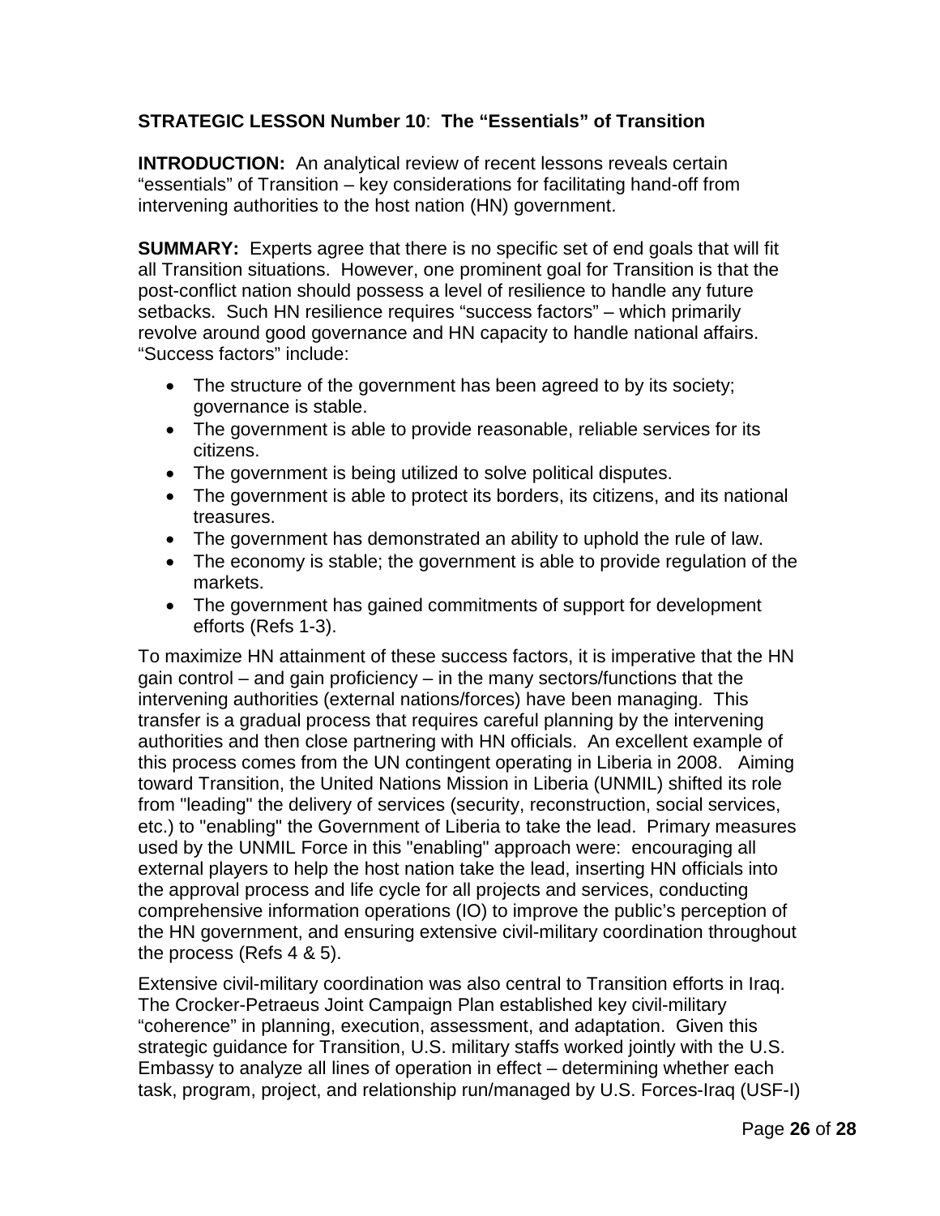**STRATEGIC LESSON Number 10**: **The "Essentials" of Transition**

**INTRODUCTION:** An analytical review of recent lessons reveals certain "essentials" of Transition – key considerations for facilitating hand-off from intervening authorities to the host nation (HN) government.

**SUMMARY:** Experts agree that there is no specific set of end goals that will fit all Transition situations. However, one prominent goal for Transition is that the post-conflict nation should possess a level of resilience to handle any future setbacks. Such HN resilience requires "success factors" – which primarily revolve around good governance and HN capacity to handle national affairs. "Success factors" include:

- The structure of the government has been agreed to by its society; governance is stable.
- The government is able to provide reasonable, reliable services for its citizens.
- The government is being utilized to solve political disputes.
- The government is able to protect its borders, its citizens, and its national treasures.
- The government has demonstrated an ability to uphold the rule of law.
- The economy is stable; the government is able to provide regulation of the markets.
- The government has gained commitments of support for development efforts (Refs 1-3).

To maximize HN attainment of these success factors, it is imperative that the HN gain control – and gain proficiency – in the many sectors/functions that the intervening authorities (external nations/forces) have been managing. This transfer is a gradual process that requires careful planning by the intervening authorities and then close partnering with HN officials. An excellent example of this process comes from the UN contingent operating in Liberia in 2008. Aiming toward Transition, the United Nations Mission in Liberia (UNMIL) shifted its role from "leading" the delivery of services (security, reconstruction, social services, etc.) to "enabling" the Government of Liberia to take the lead. Primary measures used by the UNMIL Force in this "enabling" approach were: encouraging all external players to help the host nation take the lead, inserting HN officials into the approval process and life cycle for all projects and services, conducting comprehensive information operations (IO) to improve the public's perception of the HN government, and ensuring extensive civil-military coordination throughout the process (Refs 4 & 5).

Extensive civil-military coordination was also central to Transition efforts in Iraq. The Crocker-Petraeus Joint Campaign Plan established key civil-military "coherence" in planning, execution, assessment, and adaptation. Given this strategic guidance for Transition, U.S. military staffs worked jointly with the U.S. Embassy to analyze all lines of operation in effect – determining whether each task, program, project, and relationship run/managed by U.S. Forces-Iraq (USF-I)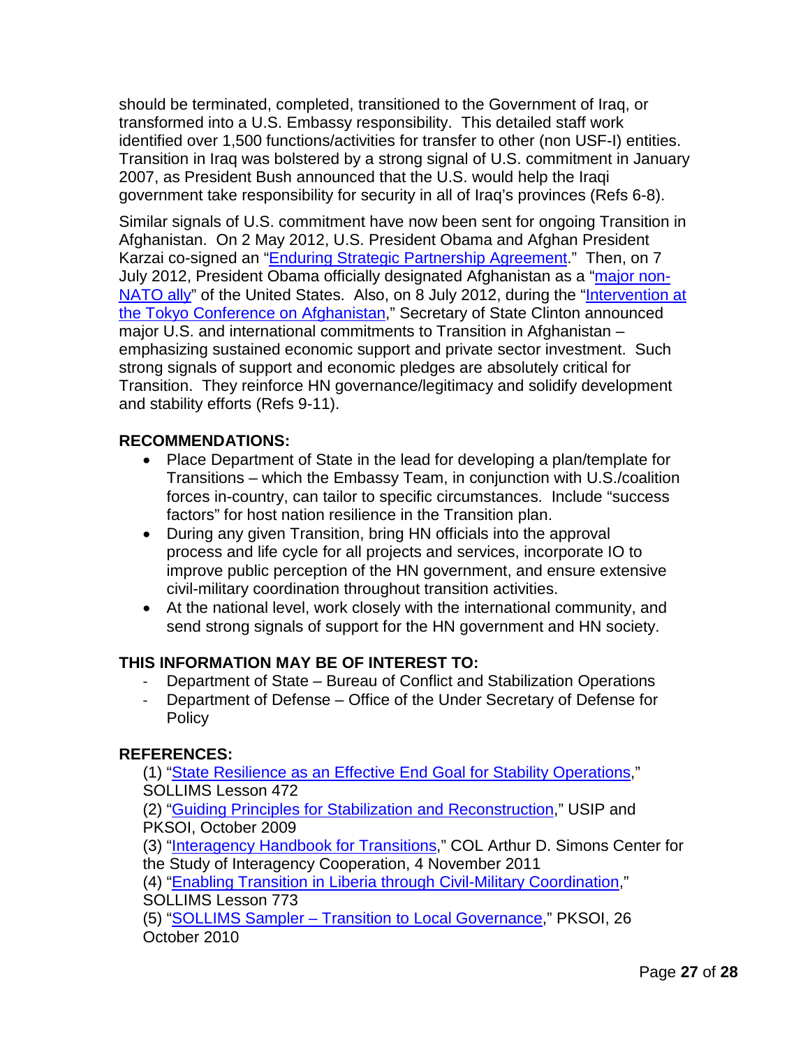should be terminated, completed, transitioned to the Government of Iraq, or transformed into a U.S. Embassy responsibility. This detailed staff work identified over 1,500 functions/activities for transfer to other (non USF-I) entities. Transition in Iraq was bolstered by a strong signal of U.S. commitment in January 2007, as President Bush announced that the U.S. would help the Iraqi government take responsibility for security in all of Iraq's provinces (Refs 6-8).

Similar signals of U.S. commitment have now been sent for ongoing Transition in Afghanistan. On 2 May 2012, U.S. President Obama and Afghan President Karzai co-signed an "Enduring Strategic Partnership Agreement." Then, on 7 July 2012, President Obama officially designated Afghanistan as a "major non-NATO ally" of the United States. Also, on 8 July 2012, during the "Intervention at the Tokyo Conference on Afghanistan," Secretary of State Clinton announced major U.S. and international commitments to Transition in Afghanistan – emphasizing sustained economic support and private sector investment. Such strong signals of support and economic pledges are absolutely critical for Transition. They reinforce HN governance/legitimacy and solidify development and stability efforts (Refs 9-11).

**RECOMMENDATIONS:**

- Place Department of State in the lead for developing a plan/template for Transitions – which the Embassy Team, in conjunction with U.S./coalition forces in-country, can tailor to specific circumstances. Include "success factors" for host nation resilience in the Transition plan.
- During any given Transition, bring HN officials into the approval process and life cycle for all projects and services, incorporate IO to improve public perception of the HN government, and ensure extensive civil-military coordination throughout transition activities.
- At the national level, work closely with the international community, and send strong signals of support for the HN government and HN society.

**THIS INFORMATION MAY BE OF INTEREST TO:**

- Department of State – Bureau of Conflict and Stabilization Operations
- Department of Defense – Office of the Under Secretary of Defense for Policy

**REFERENCES:**

(1) "State Resilience as an Effective End Goal for Stability Operations," SOLLIMS Lesson 472

(2) "Guiding Principles for Stabilization and Reconstruction," USIP and PKSOI, October 2009

(3) "Interagency Handbook for Transitions," COL Arthur D. Simons Center for the Study of Interagency Cooperation, 4 November 2011

(4) "Enabling Transition in Liberia through Civil-Military Coordination," SOLLIMS Lesson 773

(5) "SOLLIMS Sampler – Transition to Local Governance," PKSOI, 26 October 2010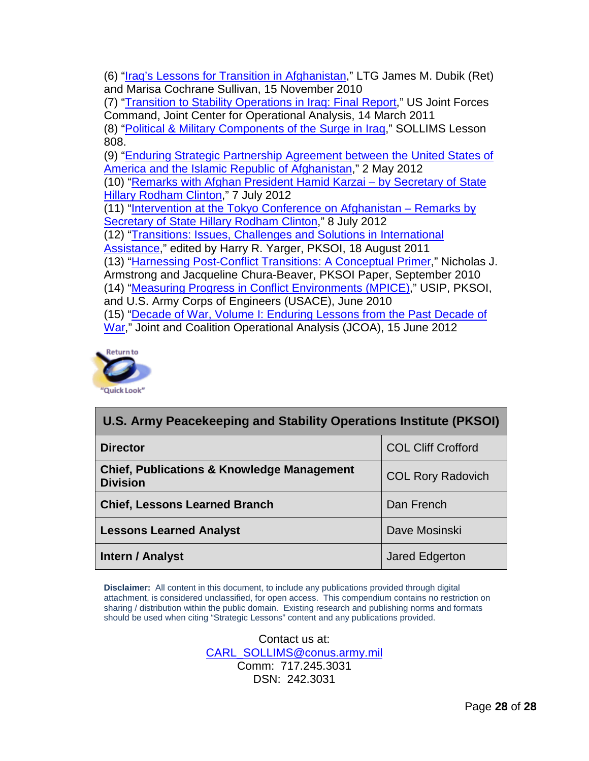(6) "Iraq's Lessons for Transition in Afghanistan," LTG James M. Dubik (Ret) and Marisa Cochrane Sullivan, 15 November 2010

(7) "Transition to Stability Operations in Iraq: Final Report," US Joint Forces Command, Joint Center for Operational Analysis, 14 March 2011

(8) "Political & Military Components of the Surge in Iraq," SOLLIMS Lesson 808.

(9) "Enduring Strategic Partnership Agreement between the United States of America and the Islamic Republic of Afghanistan," 2 May 2012

(10) "Remarks with Afghan President Hamid Karzai – by Secretary of State Hillary Rodham Clinton," 7 July 2012

(11) "Intervention at the Tokyo Conference on Afghanistan – Remarks by Secretary of State Hillary Rodham Clinton," 8 July 2012

(12) "Transitions: Issues, Challenges and Solutions in International Assistance," edited by Harry R. Yarger, PKSOI, 18 August 2011

(13) "Harnessing Post-Conflict Transitions: A Conceptual Primer," Nicholas J. Armstrong and Jacqueline Chura-Beaver, PKSOI Paper, September 2010

(14) "Measuring Progress in Conflict Environments (MPICE)," USIP, PKSOI, and U.S. Army Corps of Engineers (USACE), June 2010

(15) "Decade of War, Volume I: Enduring Lessons from the Past Decade of War," Joint and Coalition Operational Analysis (JCOA), 15 June 2012

Return to "Quick Look"

| U.S. Army Peacekeeping and Stability Operations Institute (PKSOI) | |
|---|---|
| **Director** | COL Cliff Crofford |
| **Chief, Publications & Knowledge Management Division** | COL Rory Radovich |
| **Chief, Lessons Learned Branch** | Dan French |
| **Lessons Learned Analyst** | Dave Mosinski |
| **Intern / Analyst** | Jared Edgerton |

**Disclaimer:** All content in this document, to include any publications provided through digital attachment, is considered unclassified, for open access. This compendium contains no restriction on sharing / distribution within the public domain. Existing research and publishing norms and formats should be used when citing "Strategic Lessons" content and any publications provided.

Contact us at:
CARL_SOLLIMS@conus.army.mil
Comm: 717.245.3031
DSN: 242.3031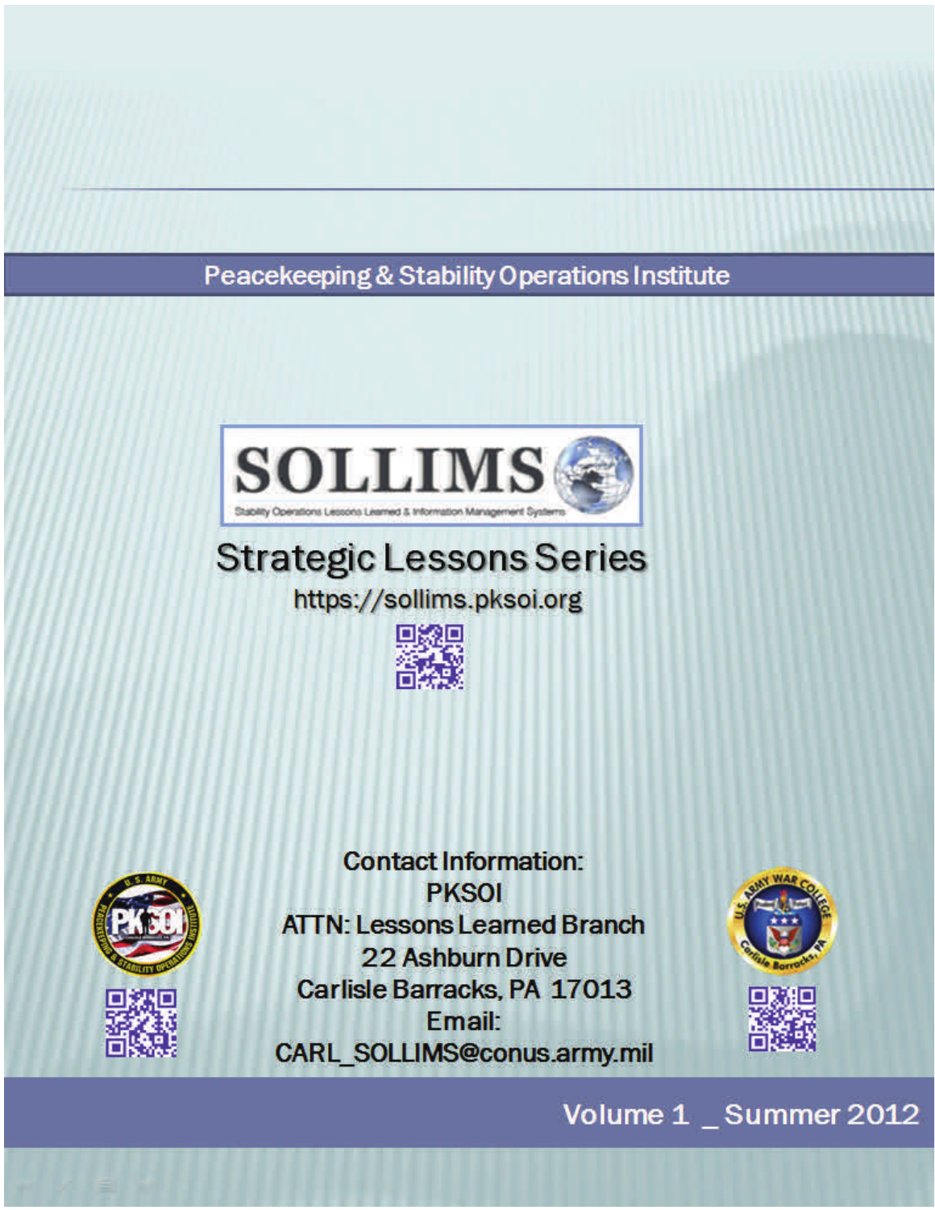Peacekeeping & Stability Operations Institute

SOLLIMS

Stability Operations Lessons Learned & Information Management Systems

Strategic Lessons Series

https://sollims.pksoi.org

Contact Information:
PKSOI
ATTN: Lessons Learned Branch
22 Ashburn Drive
Carlisle Barracks, PA 17013
Email:
CARL_SOLLIMS@conus.army.mil

Volume 1 _ Summer 2012